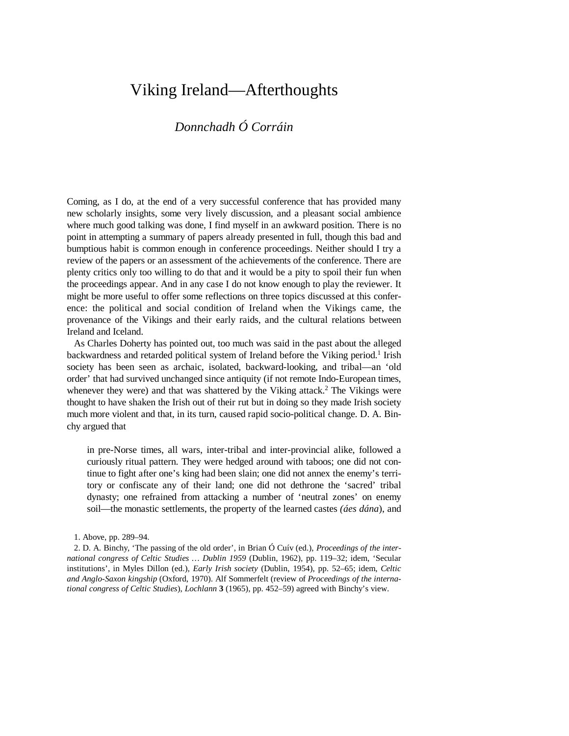# Viking Ireland—Afterthoughts

*Donnchadh Ó Corráin*

Coming, as I do, at the end of a very successful conference that has provided many new scholarly insights, some very lively discussion, and a pleasant social ambience where much good talking was done, I find myself in an awkward position. There is no point in attempting a summary of papers already presented in full, though this bad and bumptious habit is common enough in conference proceedings. Neither should I try a review of the papers or an assessment of the achievements of the conference. There are plenty critics only too willing to do that and it would be a pity to spoil their fun when the proceedings appear. And in any case I do not know enough to play the reviewer. It might be more useful to offer some reflections on three topics discussed at this conference: the political and social condition of Ireland when the Vikings came, the provenance of the Vikings and their early raids, and the cultural relations between Ireland and Iceland.

As Charles Doherty has pointed out, too much was said in the past about the alleged backwardness and retarded political system of Ireland before the Viking period.[1] Irish society has been seen as archaic, isolated, backward-looking, and tribal—an 'old order' that had survived unchanged since antiquity (if not remote Indo-European times, whenever they were) and that was shattered by the Viking attack.[2] The Vikings were thought to have shaken the Irish out of their rut but in doing so they made Irish society much more violent and that, in its turn, caused rapid socio-political change. D. A. Binchy argued that

> in pre-Norse times, all wars, inter-tribal and inter-provincial alike, followed a curiously ritual pattern. They were hedged around with taboos; one did not continue to fight after one's king had been slain; one did not annex the enemy's territory or confiscate any of their land; one did not dethrone the 'sacred' tribal dynasty; one refrained from attacking a number of 'neutral zones' on enemy soil—the monastic settlements, the property of the learned castes *(áes dána*), and

1. Above, pp. 289–94.

2. D. A. Binchy, 'The passing of the old order', in Brian Ó Cuív (ed.), *Proceedings of the international congress of Celtic Studies … Dublin 1959* (Dublin, 1962), pp. 119–32; idem, 'Secular institutions', in Myles Dillon (ed.), *Early Irish society* (Dublin, 1954), pp. 52–65; idem, *Celtic and Anglo-Saxon kingship* (Oxford, 1970). Alf Sommerfelt (review of *Proceedings of the international congress of Celtic Studies*), *Lochlann* **3** (1965), pp. 452–59) agreed with Binchy's view.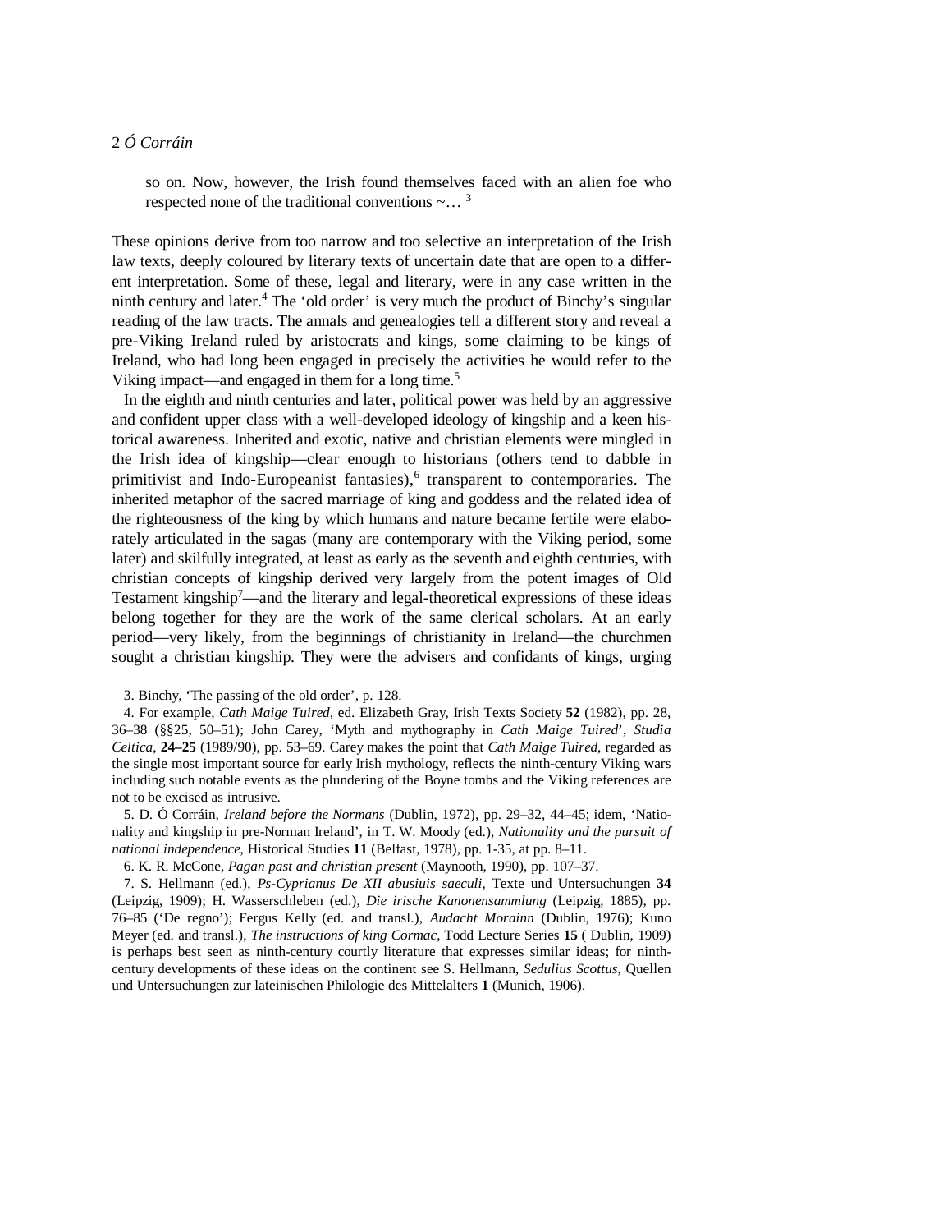> so on. Now, however, the Irish found themselves faced with an alien foe who respected none of the traditional conventions ~… [3]

These opinions derive from too narrow and too selective an interpretation of the Irish law texts, deeply coloured by literary texts of uncertain date that are open to a different interpretation. Some of these, legal and literary, were in any case written in the ninth century and later.[4] The 'old order' is very much the product of Binchy's singular reading of the law tracts. The annals and genealogies tell a different story and reveal a pre-Viking Ireland ruled by aristocrats and kings, some claiming to be kings of Ireland, who had long been engaged in precisely the activities he would refer to the Viking impact—and engaged in them for a long time.[5]

In the eighth and ninth centuries and later, political power was held by an aggressive and confident upper class with a well-developed ideology of kingship and a keen historical awareness. Inherited and exotic, native and christian elements were mingled in the Irish idea of kingship—clear enough to historians (others tend to dabble in primitivist and Indo-Europeanist fantasies),[6] transparent to contemporaries. The inherited metaphor of the sacred marriage of king and goddess and the related idea of the righteousness of the king by which humans and nature became fertile were elaborately articulated in the sagas (many are contemporary with the Viking period, some later) and skilfully integrated, at least as early as the seventh and eighth centuries, with christian concepts of kingship derived very largely from the potent images of Old Testament kingship[7]—and the literary and legal-theoretical expressions of these ideas belong together for they are the work of the same clerical scholars. At an early period—very likely, from the beginnings of christianity in Ireland—the churchmen sought a christian kingship. They were the advisers and confidants of kings, urging

3. Binchy, 'The passing of the old order', p. 128.

4. For example, *Cath Maige Tuired*, ed. Elizabeth Gray, Irish Texts Society **52** (1982), pp. 28, 36–38 (§§25, 50–51); John Carey, 'Myth and mythography in *Cath Maige Tuired*', *Studia Celtica*, **24–25** (1989/90), pp. 53–69. Carey makes the point that *Cath Maige Tuired*, regarded as the single most important source for early Irish mythology, reflects the ninth-century Viking wars including such notable events as the plundering of the Boyne tombs and the Viking references are not to be excised as intrusive.

5. D. Ó Corráin, *Ireland before the Normans* (Dublin, 1972), pp. 29–32, 44–45; idem, 'Nationality and kingship in pre-Norman Ireland', in T. W. Moody (ed.), *Nationality and the pursuit of national independence*, Historical Studies **11** (Belfast, 1978), pp. 1-35, at pp. 8–11.

6. K. R. McCone, *Pagan past and christian present* (Maynooth, 1990), pp. 107–37.

7. S. Hellmann (ed.), *Ps-Cyprianus De XII abusiuis saeculi*, Texte und Untersuchungen **34** (Leipzig, 1909); H. Wasserschleben (ed.), *Die irische Kanonensammlung* (Leipzig, 1885), pp. 76–85 ('De regno'); Fergus Kelly (ed. and transl.), *Audacht Morainn* (Dublin, 1976); Kuno Meyer (ed. and transl.), *The instructions of king Cormac*, Todd Lecture Series **15** ( Dublin, 1909) is perhaps best seen as ninth-century courtly literature that expresses similar ideas; for ninth-century developments of these ideas on the continent see S. Hellmann, *Sedulius Scottus*, Quellen und Untersuchungen zur lateinischen Philologie des Mittelalters **1** (Munich, 1906).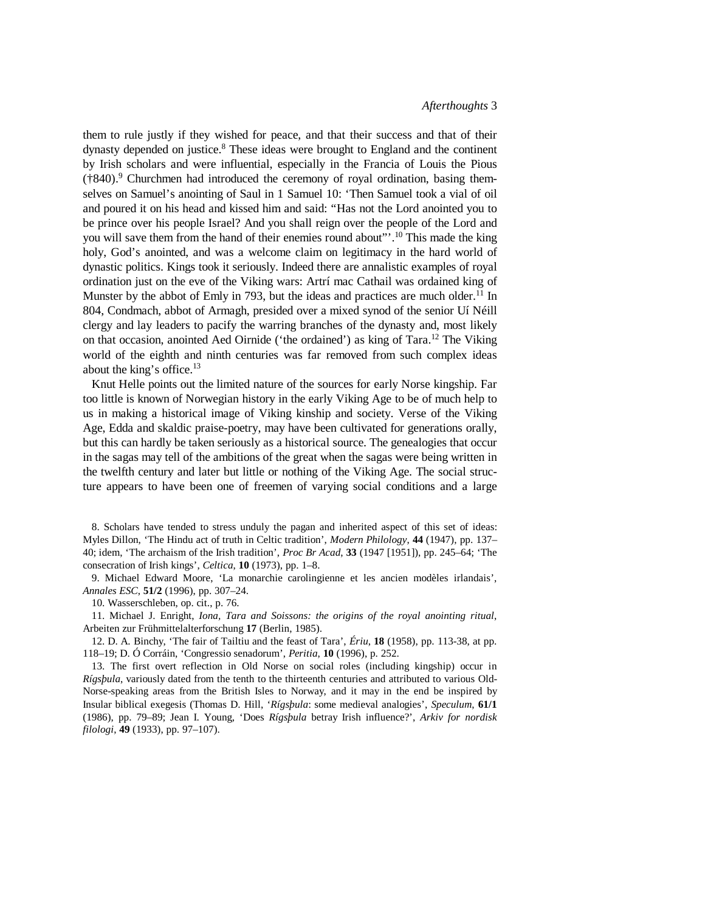them to rule justly if they wished for peace, and that their success and that of their dynasty depended on justice.[8] These ideas were brought to England and the continent by Irish scholars and were influential, especially in the Francia of Louis the Pious (†840).[9] Churchmen had introduced the ceremony of royal ordination, basing themselves on Samuel's anointing of Saul in 1 Samuel 10: 'Then Samuel took a vial of oil and poured it on his head and kissed him and said: "Has not the Lord anointed you to be prince over his people Israel? And you shall reign over the people of the Lord and you will save them from the hand of their enemies round about"'.[10] This made the king holy, God's anointed, and was a welcome claim on legitimacy in the hard world of dynastic politics. Kings took it seriously. Indeed there are annalistic examples of royal ordination just on the eve of the Viking wars: Artrí mac Cathail was ordained king of Munster by the abbot of Emly in 793, but the ideas and practices are much older.[11] In 804, Condmach, abbot of Armagh, presided over a mixed synod of the senior Uí Néill clergy and lay leaders to pacify the warring branches of the dynasty and, most likely on that occasion, anointed Aed Oirnide ('the ordained') as king of Tara.[12] The Viking world of the eighth and ninth centuries was far removed from such complex ideas about the king's office.[13]

Knut Helle points out the limited nature of the sources for early Norse kingship. Far too little is known of Norwegian history in the early Viking Age to be of much help to us in making a historical image of Viking kinship and society. Verse of the Viking Age, Edda and skaldic praise-poetry, may have been cultivated for generations orally, but this can hardly be taken seriously as a historical source. The genealogies that occur in the sagas may tell of the ambitions of the great when the sagas were being written in the twelfth century and later but little or nothing of the Viking Age. The social structure appears to have been one of freemen of varying social conditions and a large

8. Scholars have tended to stress unduly the pagan and inherited aspect of this set of ideas: Myles Dillon, 'The Hindu act of truth in Celtic tradition', *Modern Philology*, **44** (1947), pp. 137–40; idem, 'The archaism of the Irish tradition', *Proc Br Acad*, **33** (1947 [1951]), pp. 245–64; 'The consecration of Irish kings', *Celtica*, **10** (1973), pp. 1–8.

9. Michael Edward Moore, 'La monarchie carolingienne et les ancien modèles irlandais', *Annales ESC*, **51/2** (1996), pp. 307–24.

10. Wasserschleben, op. cit., p. 76.

11. Michael J. Enright, *Iona, Tara and Soissons: the origins of the royal anointing ritual*, Arbeiten zur Frühmittelalterforschung **17** (Berlin, 1985).

12. D. A. Binchy, 'The fair of Tailtiu and the feast of Tara', *Ériu*, **18** (1958), pp. 113-38, at pp. 118–19; D. Ó Corráin, 'Congressio senadorum', *Peritia*, **10** (1996), p. 252.

13. The first overt reflection in Old Norse on social roles (including kingship) occur in *Rígsþula*, variously dated from the tenth to the thirteenth centuries and attributed to various Old-Norse-speaking areas from the British Isles to Norway, and it may in the end be inspired by Insular biblical exegesis (Thomas D. Hill, '*Rígsþula*: some medieval analogies', *Speculum*, **61/1** (1986), pp. 79–89; Jean I. Young, 'Does *Rígsþula* betray Irish influence?', *Arkiv for nordisk filologi*, **49** (1933), pp. 97–107).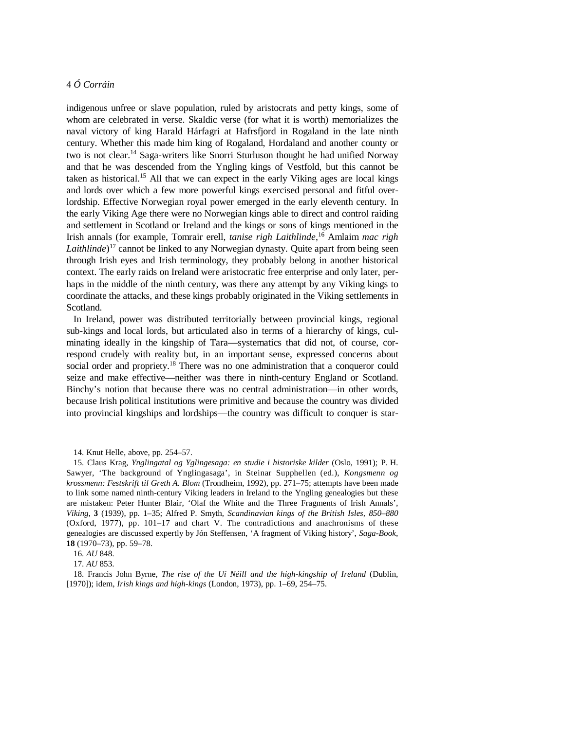indigenous unfree or slave population, ruled by aristocrats and petty kings, some of whom are celebrated in verse. Skaldic verse (for what it is worth) memorializes the naval victory of king Harald Hárfagri at Hafrsfjord in Rogaland in the late ninth century. Whether this made him king of Rogaland, Hordaland and another county or two is not clear.[14] Saga-writers like Snorri Sturluson thought he had unified Norway and that he was descended from the Yngling kings of Vestfold, but this cannot be taken as historical.[15] All that we can expect in the early Viking ages are local kings and lords over which a few more powerful kings exercised personal and fitful overlordship. Effective Norwegian royal power emerged in the early eleventh century. In the early Viking Age there were no Norwegian kings able to direct and control raiding and settlement in Scotland or Ireland and the kings or sons of kings mentioned in the Irish annals (for example, Tomrair erell, *tanise righ Laithlinde*,[16] Amlaim *mac righ Laithlinde*)[17] cannot be linked to any Norwegian dynasty. Quite apart from being seen through Irish eyes and Irish terminology, they probably belong in another historical context. The early raids on Ireland were aristocratic free enterprise and only later, perhaps in the middle of the ninth century, was there any attempt by any Viking kings to coordinate the attacks, and these kings probably originated in the Viking settlements in Scotland.

In Ireland, power was distributed territorially between provincial kings, regional sub-kings and local lords, but articulated also in terms of a hierarchy of kings, culminating ideally in the kingship of Tara—systematics that did not, of course, correspond crudely with reality but, in an important sense, expressed concerns about social order and propriety.[18] There was no one administration that a conqueror could seize and make effective—neither was there in ninth-century England or Scotland. Binchy's notion that because there was no central administration—in other words, because Irish political institutions were primitive and because the country was divided into provincial kingships and lordships—the country was difficult to conquer is star-

14. Knut Helle, above, pp. 254–57.

15. Claus Krag, *Ynglingatal og Yglingesaga: en studie i historiske kilder* (Oslo, 1991); P. H. Sawyer, 'The background of Ynglingasaga', in Steinar Supphellen (ed.), *Kongsmenn og krossmenn: Festskrift til Greth A. Blom* (Trondheim, 1992), pp. 271–75; attempts have been made to link some named ninth-century Viking leaders in Ireland to the Yngling genealogies but these are mistaken: Peter Hunter Blair, 'Olaf the White and the Three Fragments of Irish Annals', *Viking*, **3** (1939), pp. 1–35; Alfred P. Smyth, *Scandinavian kings of the British Isles, 850–880* (Oxford, 1977), pp. 101–17 and chart V. The contradictions and anachronisms of these genealogies are discussed expertly by Jón Steffensen, 'A fragment of Viking history', *Saga-Book*, **18** (1970–73), pp. 59–78.

16. *AU* 848.

17. *AU* 853.

18. Francis John Byrne, *The rise of the Uí Néill and the high-kingship of Ireland* (Dublin, [1970]); idem, *Irish kings and high-kings* (London, 1973), pp. 1–69, 254–75.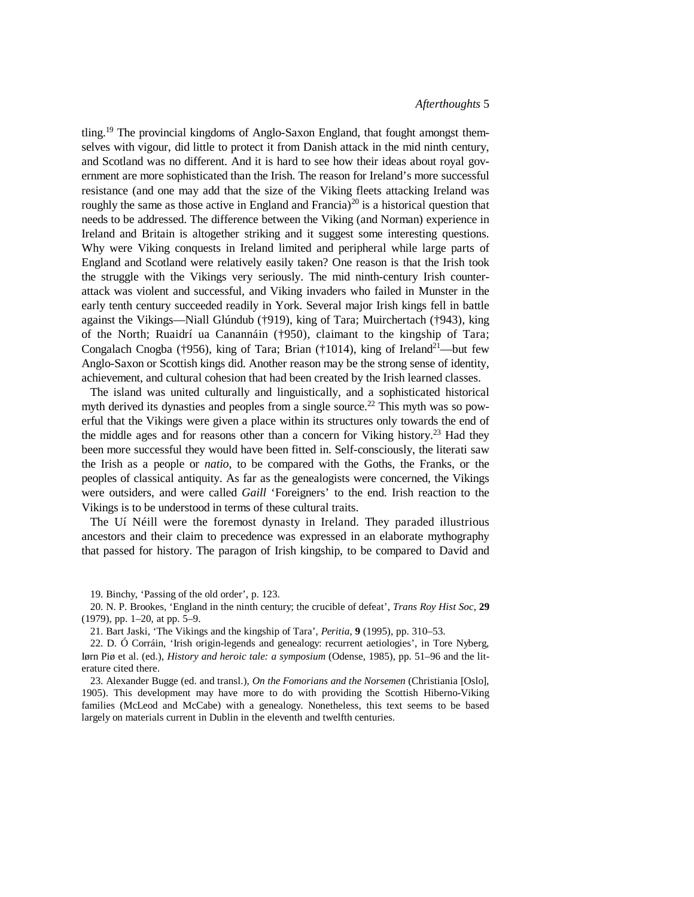tling.[19] The provincial kingdoms of Anglo-Saxon England, that fought amongst themselves with vigour, did little to protect it from Danish attack in the mid ninth century, and Scotland was no different. And it is hard to see how their ideas about royal government are more sophisticated than the Irish. The reason for Ireland's more successful resistance (and one may add that the size of the Viking fleets attacking Ireland was roughly the same as those active in England and Francia)[20] is a historical question that needs to be addressed. The difference between the Viking (and Norman) experience in Ireland and Britain is altogether striking and it suggest some interesting questions. Why were Viking conquests in Ireland limited and peripheral while large parts of England and Scotland were relatively easily taken? One reason is that the Irish took the struggle with the Vikings very seriously. The mid ninth-century Irish counterattack was violent and successful, and Viking invaders who failed in Munster in the early tenth century succeeded readily in York. Several major Irish kings fell in battle against the Vikings—Niall Glúndub (†919), king of Tara; Muirchertach (†943), king of the North; Ruaidrí ua Canannáin (†950), claimant to the kingship of Tara; Congalach Cnogba (†956), king of Tara; Brian (†1014), king of Ireland[21]—but few Anglo-Saxon or Scottish kings did. Another reason may be the strong sense of identity, achievement, and cultural cohesion that had been created by the Irish learned classes.

The island was united culturally and linguistically, and a sophisticated historical myth derived its dynasties and peoples from a single source.[22] This myth was so powerful that the Vikings were given a place within its structures only towards the end of the middle ages and for reasons other than a concern for Viking history.[23] Had they been more successful they would have been fitted in. Self-consciously, the literati saw the Irish as a people or *natio*, to be compared with the Goths, the Franks, or the peoples of classical antiquity. As far as the genealogists were concerned, the Vikings were outsiders, and were called *Gaill* 'Foreigners' to the end. Irish reaction to the Vikings is to be understood in terms of these cultural traits.

The Uí Néill were the foremost dynasty in Ireland. They paraded illustrious ancestors and their claim to precedence was expressed in an elaborate mythography that passed for history. The paragon of Irish kingship, to be compared to David and

19. Binchy, 'Passing of the old order', p. 123.

20. N. P. Brookes, 'England in the ninth century; the crucible of defeat', *Trans Roy Hist Soc*, **29** (1979), pp. 1–20, at pp. 5–9.

21. Bart Jaski, 'The Vikings and the kingship of Tara', *Peritia*, **9** (1995), pp. 310–53.

22. D. Ó Corráin, 'Irish origin-legends and genealogy: recurrent aetiologies', in Tore Nyberg, Iørn Piø et al. (ed.), *History and heroic tale: a symposium* (Odense, 1985), pp. 51–96 and the literature cited there.

23. Alexander Bugge (ed. and transl.), *On the Fomorians and the Norsemen* (Christiania [Oslo], 1905). This development may have more to do with providing the Scottish Hiberno-Viking families (McLeod and McCabe) with a genealogy. Nonetheless, this text seems to be based largely on materials current in Dublin in the eleventh and twelfth centuries.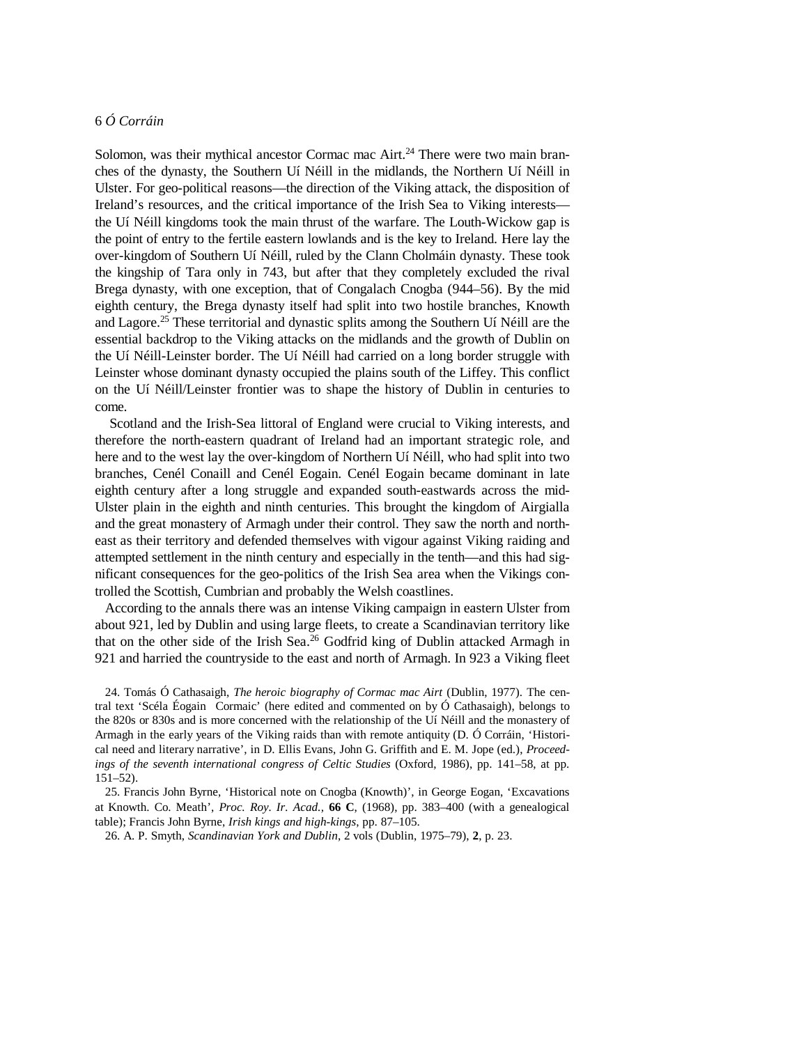Solomon, was their mythical ancestor Cormac mac Airt.[24] There were two main branches of the dynasty, the Southern Uí Néill in the midlands, the Northern Uí Néill in Ulster. For geo-political reasons—the direction of the Viking attack, the disposition of Ireland's resources, and the critical importance of the Irish Sea to Viking interests—the Uí Néill kingdoms took the main thrust of the warfare. The Louth-Wickow gap is the point of entry to the fertile eastern lowlands and is the key to Ireland. Here lay the over-kingdom of Southern Uí Néill, ruled by the Clann Cholmáin dynasty. These took the kingship of Tara only in 743, but after that they completely excluded the rival Brega dynasty, with one exception, that of Congalach Cnogba (944–56). By the mid eighth century, the Brega dynasty itself had split into two hostile branches, Knowth and Lagore.[25] These territorial and dynastic splits among the Southern Uí Néill are the essential backdrop to the Viking attacks on the midlands and the growth of Dublin on the Uí Néill-Leinster border. The Uí Néill had carried on a long border struggle with Leinster whose dominant dynasty occupied the plains south of the Liffey. This conflict on the Uí Néill/Leinster frontier was to shape the history of Dublin in centuries to come.

Scotland and the Irish-Sea littoral of England were crucial to Viking interests, and therefore the north-eastern quadrant of Ireland had an important strategic role, and here and to the west lay the over-kingdom of Northern Uí Néill, who had split into two branches, Cenél Conaill and Cenél Eogain. Cenél Eogain became dominant in late eighth century after a long struggle and expanded south-eastwards across the mid-Ulster plain in the eighth and ninth centuries. This brought the kingdom of Airgialla and the great monastery of Armagh under their control. They saw the north and north-east as their territory and defended themselves with vigour against Viking raiding and attempted settlement in the ninth century and especially in the tenth—and this had significant consequences for the geo-politics of the Irish Sea area when the Vikings controlled the Scottish, Cumbrian and probably the Welsh coastlines.

According to the annals there was an intense Viking campaign in eastern Ulster from about 921, led by Dublin and using large fleets, to create a Scandinavian territory like that on the other side of the Irish Sea.[26] Godfrid king of Dublin attacked Armagh in 921 and harried the countryside to the east and north of Armagh. In 923 a Viking fleet

24. Tomás Ó Cathasaigh, *The heroic biography of Cormac mac Airt* (Dublin, 1977). The central text 'Scéla Éogain Cormaic' (here edited and commented on by Ó Cathasaigh), belongs to the 820s or 830s and is more concerned with the relationship of the Uí Néill and the monastery of Armagh in the early years of the Viking raids than with remote antiquity (D. Ó Corráin, 'Historical need and literary narrative', in D. Ellis Evans, John G. Griffith and E. M. Jope (ed.), *Proceedings of the seventh international congress of Celtic Studies* (Oxford, 1986), pp. 141–58, at pp. 151–52).

25. Francis John Byrne, 'Historical note on Cnogba (Knowth)', in George Eogan, 'Excavations at Knowth. Co. Meath', *Proc. Roy. Ir. Acad.*, **66 C**, (1968), pp. 383–400 (with a genealogical table); Francis John Byrne, *Irish kings and high-kings*, pp. 87–105.

26. A. P. Smyth, *Scandinavian York and Dublin*, 2 vols (Dublin, 1975–79), **2**, p. 23.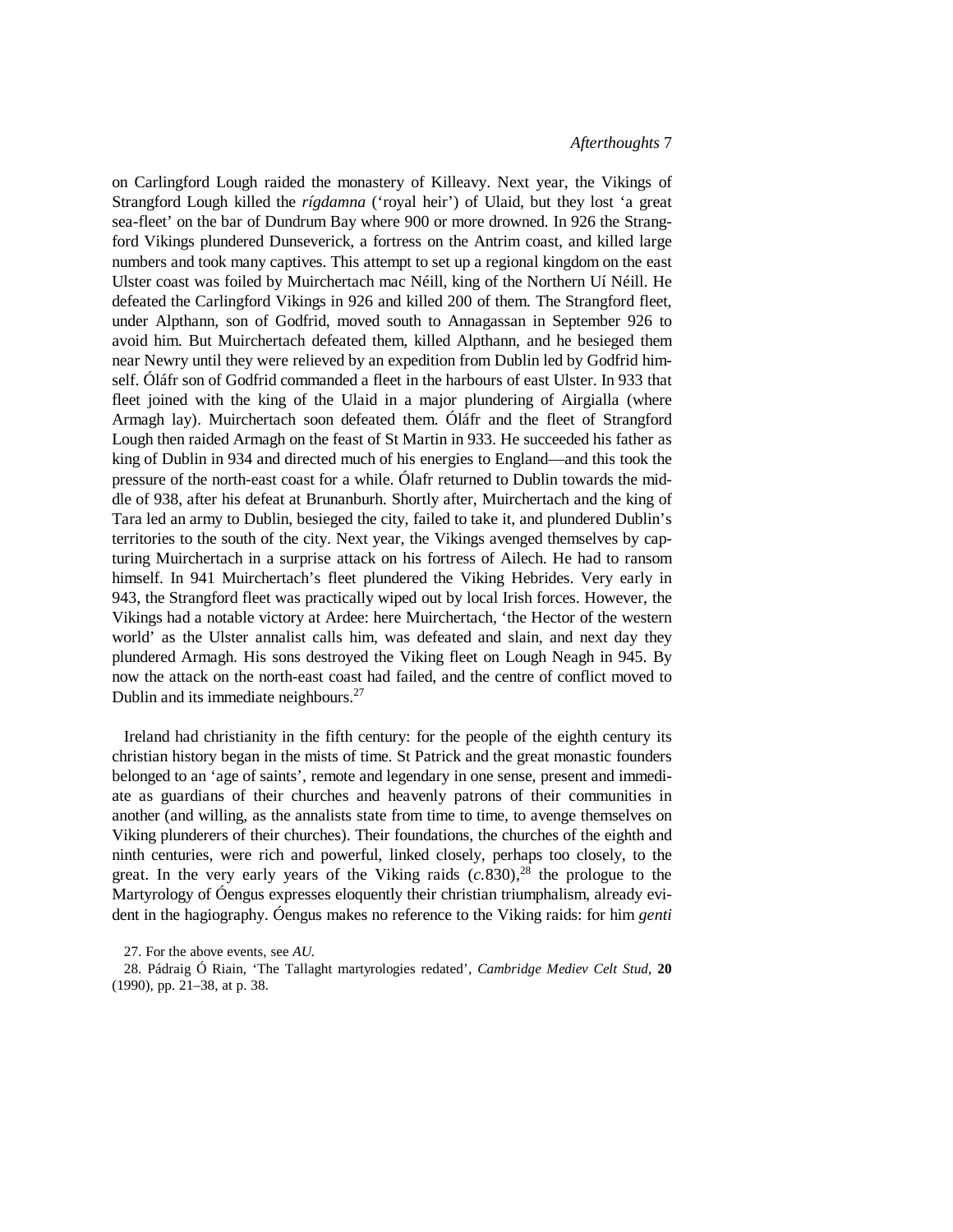on Carlingford Lough raided the monastery of Killeavy. Next year, the Vikings of Strangford Lough killed the *rígdamna* ('royal heir') of Ulaid, but they lost 'a great sea-fleet' on the bar of Dundrum Bay where 900 or more drowned. In 926 the Strangford Vikings plundered Dunseverick, a fortress on the Antrim coast, and killed large numbers and took many captives. This attempt to set up a regional kingdom on the east Ulster coast was foiled by Muirchertach mac Néill, king of the Northern Uí Néill. He defeated the Carlingford Vikings in 926 and killed 200 of them. The Strangford fleet, under Alpthann, son of Godfrid, moved south to Annagassan in September 926 to avoid him. But Muirchertach defeated them, killed Alpthann, and he besieged them near Newry until they were relieved by an expedition from Dublin led by Godfrid himself. Óláfr son of Godfrid commanded a fleet in the harbours of east Ulster. In 933 that fleet joined with the king of the Ulaid in a major plundering of Airgialla (where Armagh lay). Muirchertach soon defeated them. Óláfr and the fleet of Strangford Lough then raided Armagh on the feast of St Martin in 933. He succeeded his father as king of Dublin in 934 and directed much of his energies to England—and this took the pressure of the north-east coast for a while. Ólafr returned to Dublin towards the middle of 938, after his defeat at Brunanburh. Shortly after, Muirchertach and the king of Tara led an army to Dublin, besieged the city, failed to take it, and plundered Dublin's territories to the south of the city. Next year, the Vikings avenged themselves by capturing Muirchertach in a surprise attack on his fortress of Ailech. He had to ransom himself. In 941 Muirchertach's fleet plundered the Viking Hebrides. Very early in 943, the Strangford fleet was practically wiped out by local Irish forces. However, the Vikings had a notable victory at Ardee: here Muirchertach, 'the Hector of the western world' as the Ulster annalist calls him, was defeated and slain, and next day they plundered Armagh. His sons destroyed the Viking fleet on Lough Neagh in 945. By now the attack on the north-east coast had failed, and the centre of conflict moved to Dublin and its immediate neighbours.[27]

Ireland had christianity in the fifth century: for the people of the eighth century its christian history began in the mists of time. St Patrick and the great monastic founders belonged to an 'age of saints', remote and legendary in one sense, present and immediate as guardians of their churches and heavenly patrons of their communities in another (and willing, as the annalists state from time to time, to avenge themselves on Viking plunderers of their churches). Their foundations, the churches of the eighth and ninth centuries, were rich and powerful, linked closely, perhaps too closely, to the great. In the very early years of the Viking raids (*c.*830),[28] the prologue to the Martyrology of Óengus expresses eloquently their christian triumphalism, already evident in the hagiography. Óengus makes no reference to the Viking raids: for him *genti*

27. For the above events, see *AU*.

28. Pádraig Ó Riain, 'The Tallaght martyrologies redated', *Cambridge Mediev Celt Stud*, **20** (1990), pp. 21–38, at p. 38.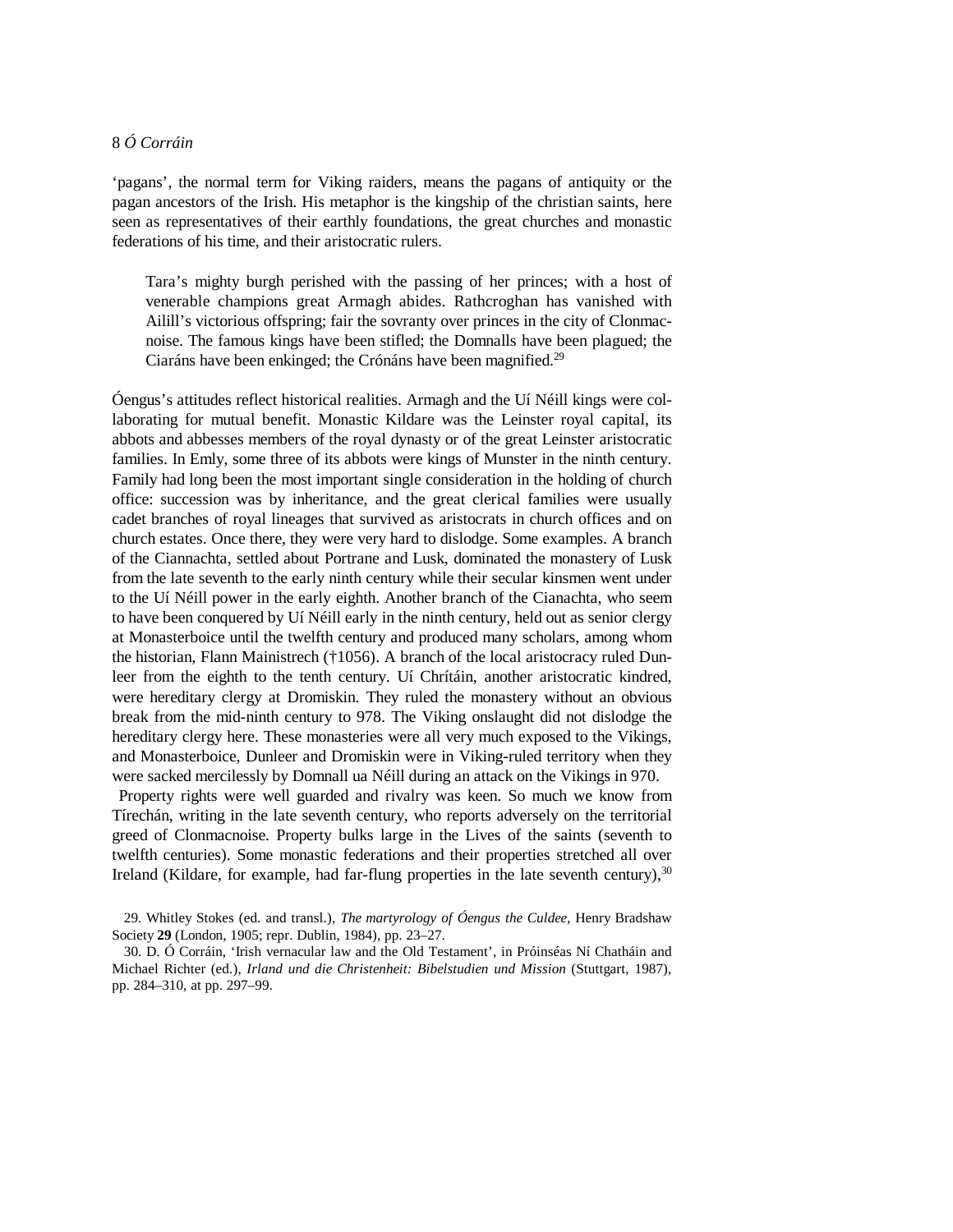'pagans', the normal term for Viking raiders, means the pagans of antiquity or the pagan ancestors of the Irish. His metaphor is the kingship of the christian saints, here seen as representatives of their earthly foundations, the great churches and monastic federations of his time, and their aristocratic rulers.

> Tara's mighty burgh perished with the passing of her princes; with a host of venerable champions great Armagh abides. Rathcroghan has vanished with Ailill's victorious offspring; fair the sovranty over princes in the city of Clonmacnoise. The famous kings have been stifled; the Domnalls have been plagued; the Ciaráns have been enkinged; the Crónáns have been magnified.[29]

Óengus's attitudes reflect historical realities. Armagh and the Uí Néill kings were collaborating for mutual benefit. Monastic Kildare was the Leinster royal capital, its abbots and abbesses members of the royal dynasty or of the great Leinster aristocratic families. In Emly, some three of its abbots were kings of Munster in the ninth century. Family had long been the most important single consideration in the holding of church office: succession was by inheritance, and the great clerical families were usually cadet branches of royal lineages that survived as aristocrats in church offices and on church estates. Once there, they were very hard to dislodge. Some examples. A branch of the Ciannachta, settled about Portrane and Lusk, dominated the monastery of Lusk from the late seventh to the early ninth century while their secular kinsmen went under to the Uí Néill power in the early eighth. Another branch of the Cianachta, who seem to have been conquered by Uí Néill early in the ninth century, held out as senior clergy at Monasterboice until the twelfth century and produced many scholars, among whom the historian, Flann Mainistrech (†1056). A branch of the local aristocracy ruled Dunleer from the eighth to the tenth century. Uí Chrítáin, another aristocratic kindred, were hereditary clergy at Dromiskin. They ruled the monastery without an obvious break from the mid-ninth century to 978. The Viking onslaught did not dislodge the hereditary clergy here. These monasteries were all very much exposed to the Vikings, and Monasterboice, Dunleer and Dromiskin were in Viking-ruled territory when they were sacked mercilessly by Domnall ua Néill during an attack on the Vikings in 970.

Property rights were well guarded and rivalry was keen. So much we know from Tírechán, writing in the late seventh century, who reports adversely on the territorial greed of Clonmacnoise. Property bulks large in the Lives of the saints (seventh to twelfth centuries). Some monastic federations and their properties stretched all over Ireland (Kildare, for example, had far-flung properties in the late seventh century),[30]

29. Whitley Stokes (ed. and transl.), *The martyrology of Óengus the Culdee*, Henry Bradshaw Society **29** (London, 1905; repr. Dublin, 1984), pp. 23–27.

30. D. Ó Corráin, 'Irish vernacular law and the Old Testament', in Próinséas Ní Chatháin and Michael Richter (ed.), *Irland und die Christenheit: Bibelstudien und Mission* (Stuttgart, 1987), pp. 284–310, at pp. 297–99.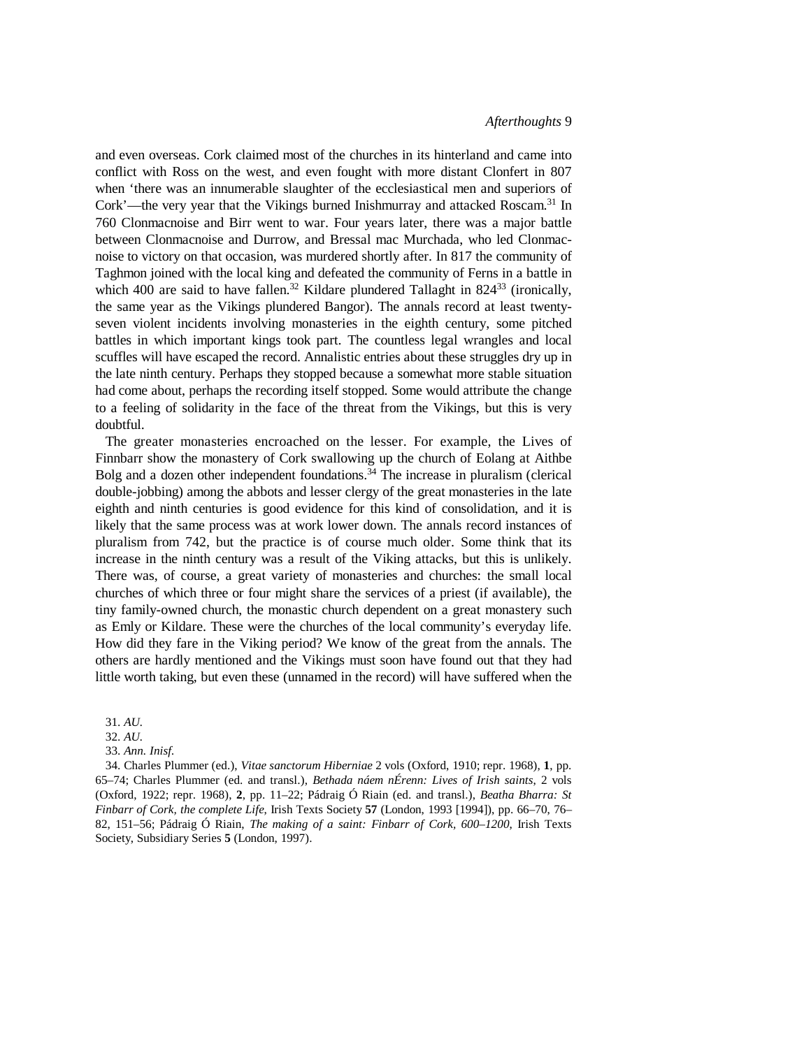and even overseas. Cork claimed most of the churches in its hinterland and came into conflict with Ross on the west, and even fought with more distant Clonfert in 807 when 'there was an innumerable slaughter of the ecclesiastical men and superiors of Cork'—the very year that the Vikings burned Inishmurray and attacked Roscam.[31] In 760 Clonmacnoise and Birr went to war. Four years later, there was a major battle between Clonmacnoise and Durrow, and Bressal mac Murchada, who led Clonmacnoise to victory on that occasion, was murdered shortly after. In 817 the community of Taghmon joined with the local king and defeated the community of Ferns in a battle in which 400 are said to have fallen.[32] Kildare plundered Tallaght in 824[33] (ironically, the same year as the Vikings plundered Bangor). The annals record at least twenty-seven violent incidents involving monasteries in the eighth century, some pitched battles in which important kings took part. The countless legal wrangles and local scuffles will have escaped the record. Annalistic entries about these struggles dry up in the late ninth century. Perhaps they stopped because a somewhat more stable situation had come about, perhaps the recording itself stopped. Some would attribute the change to a feeling of solidarity in the face of the threat from the Vikings, but this is very doubtful.

The greater monasteries encroached on the lesser. For example, the Lives of Finnbarr show the monastery of Cork swallowing up the church of Eolang at Aithbe Bolg and a dozen other independent foundations.[34] The increase in pluralism (clerical double-jobbing) among the abbots and lesser clergy of the great monasteries in the late eighth and ninth centuries is good evidence for this kind of consolidation, and it is likely that the same process was at work lower down. The annals record instances of pluralism from 742, but the practice is of course much older. Some think that its increase in the ninth century was a result of the Viking attacks, but this is unlikely. There was, of course, a great variety of monasteries and churches: the small local churches of which three or four might share the services of a priest (if available), the tiny family-owned church, the monastic church dependent on a great monastery such as Emly or Kildare. These were the churches of the local community's everyday life. How did they fare in the Viking period? We know of the great from the annals. The others are hardly mentioned and the Vikings must soon have found out that they had little worth taking, but even these (unnamed in the record) will have suffered when the

31. *AU*.

32. *AU*.

33. *Ann. Inisf.*

34. Charles Plummer (ed.), *Vitae sanctorum Hiberniae* 2 vols (Oxford, 1910; repr. 1968), **1**, pp. 65–74; Charles Plummer (ed. and transl.), *Bethada náem nÉrenn: Lives of Irish saints*, 2 vols (Oxford, 1922; repr. 1968), **2**, pp. 11–22; Pádraig Ó Riain (ed. and transl.), *Beatha Bharra: St Finbarr of Cork, the complete Life*, Irish Texts Society **57** (London, 1993 [1994]), pp. 66–70, 76–82, 151–56; Pádraig Ó Riain, *The making of a saint: Finbarr of Cork, 600–1200*, Irish Texts Society, Subsidiary Series **5** (London, 1997).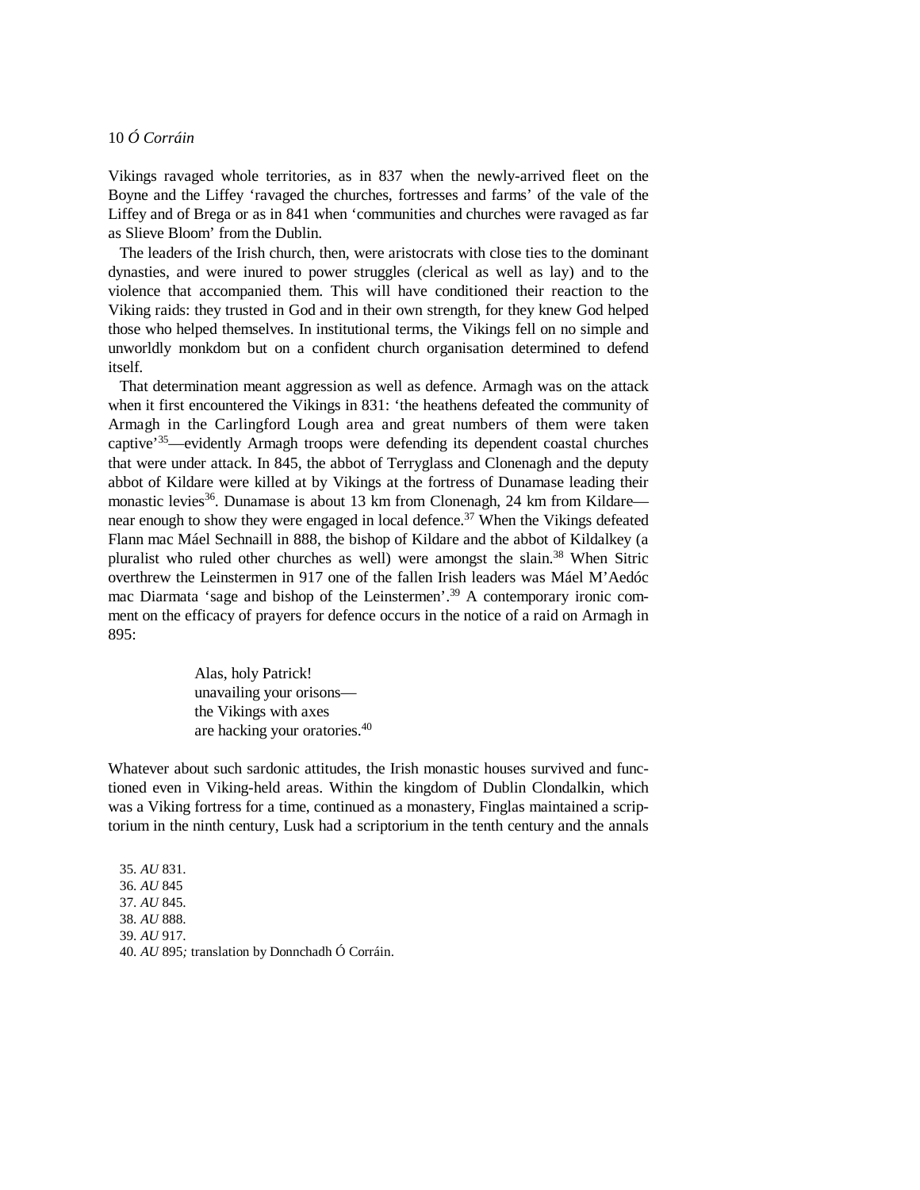Vikings ravaged whole territories, as in 837 when the newly-arrived fleet on the Boyne and the Liffey 'ravaged the churches, fortresses and farms' of the vale of the Liffey and of Brega or as in 841 when 'communities and churches were ravaged as far as Slieve Bloom' from the Dublin.

The leaders of the Irish church, then, were aristocrats with close ties to the dominant dynasties, and were inured to power struggles (clerical as well as lay) and to the violence that accompanied them. This will have conditioned their reaction to the Viking raids: they trusted in God and in their own strength, for they knew God helped those who helped themselves. In institutional terms, the Vikings fell on no simple and unworldly monkdom but on a confident church organisation determined to defend itself.

That determination meant aggression as well as defence. Armagh was on the attack when it first encountered the Vikings in 831: 'the heathens defeated the community of Armagh in the Carlingford Lough area and great numbers of them were taken captive'[35]—evidently Armagh troops were defending its dependent coastal churches that were under attack. In 845, the abbot of Terryglass and Clonenagh and the deputy abbot of Kildare were killed at by Vikings at the fortress of Dunamase leading their monastic levies[36]. Dunamase is about 13 km from Clonenagh, 24 km from Kildare—near enough to show they were engaged in local defence.[37] When the Vikings defeated Flann mac Máel Sechnaill in 888, the bishop of Kildare and the abbot of Kildalkey (a pluralist who ruled other churches as well) were amongst the slain.[38] When Sitric overthrew the Leinstermen in 917 one of the fallen Irish leaders was Máel M'Aedóc mac Diarmata 'sage and bishop of the Leinstermen'.[39] A contemporary ironic comment on the efficacy of prayers for defence occurs in the notice of a raid on Armagh in 895:

> Alas, holy Patrick!
> unavailing your orisons—
> the Vikings with axes
> are hacking your oratories.[40]

Whatever about such sardonic attitudes, the Irish monastic houses survived and functioned even in Viking-held areas. Within the kingdom of Dublin Clondalkin, which was a Viking fortress for a time, continued as a monastery, Finglas maintained a scriptorium in the ninth century, Lusk had a scriptorium in the tenth century and the annals

35. *AU* 831.
36. *AU* 845
37. *AU* 845.
38. *AU* 888.
39. *AU* 917.
40. *AU* 895*;* translation by Donnchadh Ó Corráin.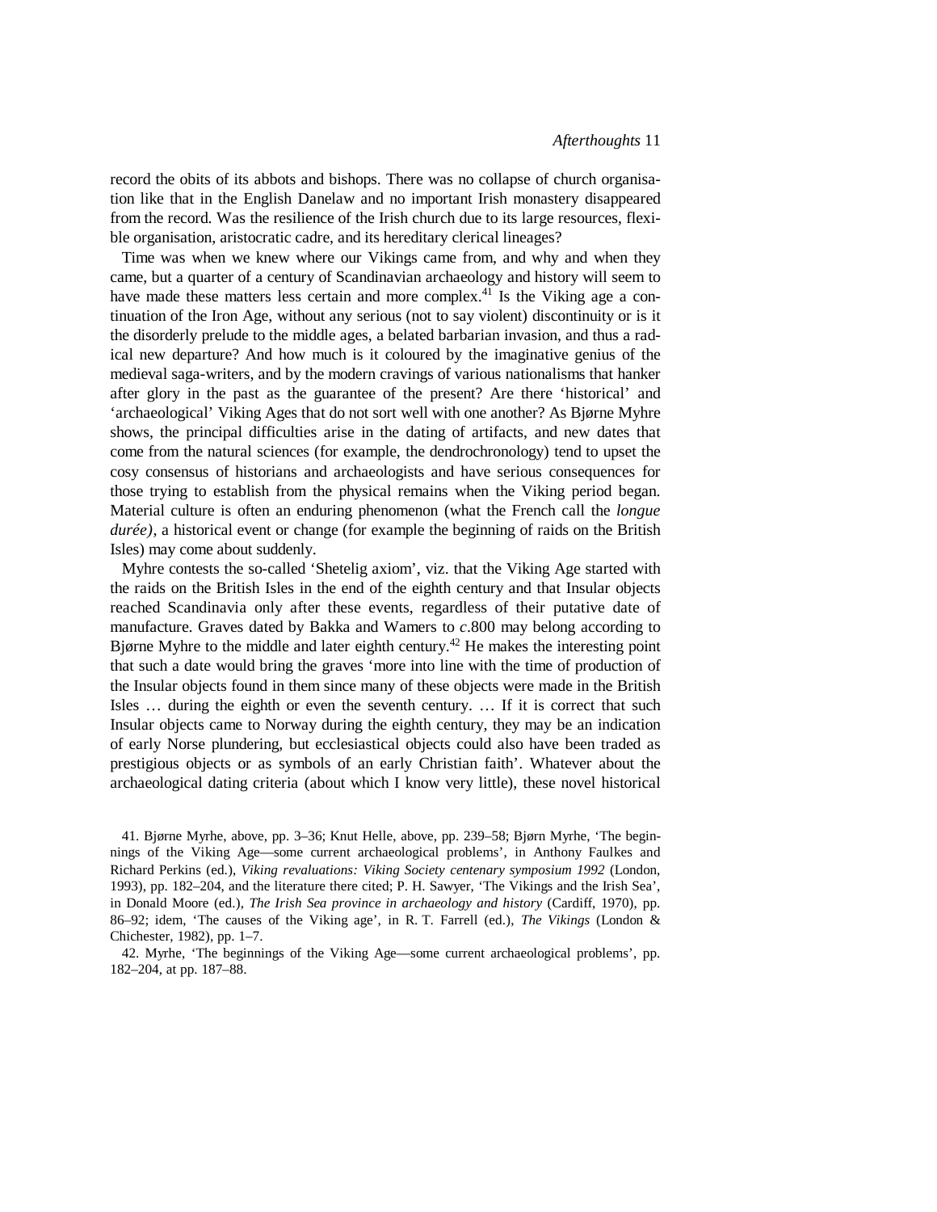record the obits of its abbots and bishops. There was no collapse of church organisation like that in the English Danelaw and no important Irish monastery disappeared from the record. Was the resilience of the Irish church due to its large resources, flexible organisation, aristocratic cadre, and its hereditary clerical lineages?

Time was when we knew where our Vikings came from, and why and when they came, but a quarter of a century of Scandinavian archaeology and history will seem to have made these matters less certain and more complex.[41] Is the Viking age a continuation of the Iron Age, without any serious (not to say violent) discontinuity or is it the disorderly prelude to the middle ages, a belated barbarian invasion, and thus a radical new departure? And how much is it coloured by the imaginative genius of the medieval saga-writers, and by the modern cravings of various nationalisms that hanker after glory in the past as the guarantee of the present? Are there 'historical' and 'archaeological' Viking Ages that do not sort well with one another? As Bjørne Myhre shows, the principal difficulties arise in the dating of artifacts, and new dates that come from the natural sciences (for example, the dendrochronology) tend to upset the cosy consensus of historians and archaeologists and have serious consequences for those trying to establish from the physical remains when the Viking period began. Material culture is often an enduring phenomenon (what the French call the *longue durée),* a historical event or change (for example the beginning of raids on the British Isles) may come about suddenly.

Myhre contests the so-called 'Shetelig axiom', viz. that the Viking Age started with the raids on the British Isles in the end of the eighth century and that Insular objects reached Scandinavia only after these events, regardless of their putative date of manufacture. Graves dated by Bakka and Wamers to *c*.800 may belong according to Bjørne Myhre to the middle and later eighth century.[42] He makes the interesting point that such a date would bring the graves 'more into line with the time of production of the Insular objects found in them since many of these objects were made in the British Isles … during the eighth or even the seventh century. … If it is correct that such Insular objects came to Norway during the eighth century, they may be an indication of early Norse plundering, but ecclesiastical objects could also have been traded as prestigious objects or as symbols of an early Christian faith'. Whatever about the archaeological dating criteria (about which I know very little), these novel historical

41. Bjørne Myrhe, above, pp. 3–36; Knut Helle, above, pp. 239–58; Bjørn Myrhe, 'The beginnings of the Viking Age—some current archaeological problems', in Anthony Faulkes and Richard Perkins (ed.), *Viking revaluations: Viking Society centenary symposium 1992* (London, 1993), pp. 182–204, and the literature there cited; P. H. Sawyer, 'The Vikings and the Irish Sea', in Donald Moore (ed.), *The Irish Sea province in archaeology and history* (Cardiff, 1970), pp. 86–92; idem, 'The causes of the Viking age', in R. T. Farrell (ed.), *The Vikings* (London & Chichester, 1982), pp. 1–7.

42. Myrhe, 'The beginnings of the Viking Age—some current archaeological problems', pp. 182–204, at pp. 187–88.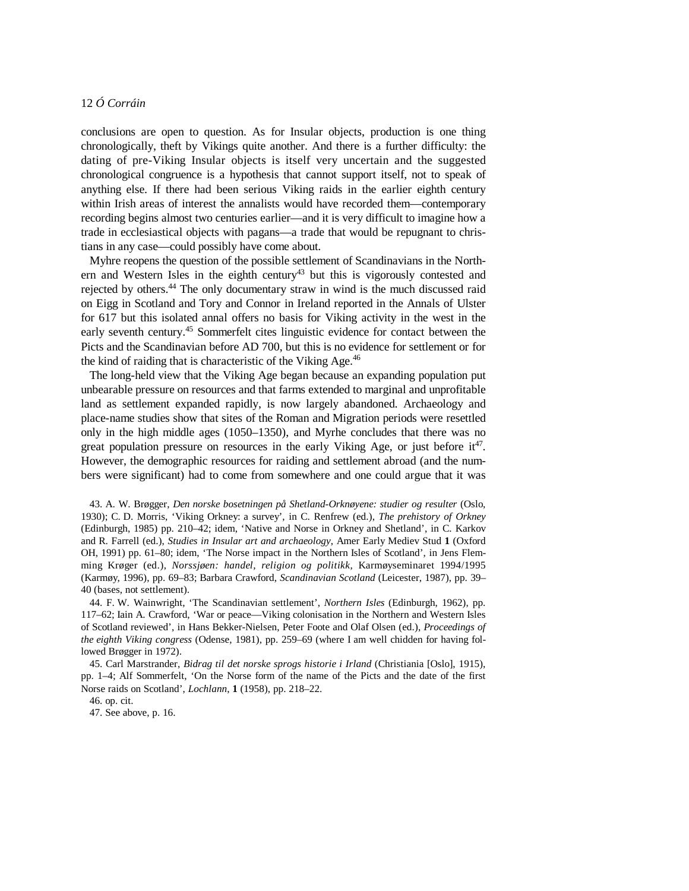conclusions are open to question. As for Insular objects, production is one thing chronologically, theft by Vikings quite another. And there is a further difficulty: the dating of pre-Viking Insular objects is itself very uncertain and the suggested chronological congruence is a hypothesis that cannot support itself, not to speak of anything else. If there had been serious Viking raids in the earlier eighth century within Irish areas of interest the annalists would have recorded them—contemporary recording begins almost two centuries earlier—and it is very difficult to imagine how a trade in ecclesiastical objects with pagans—a trade that would be repugnant to christians in any case—could possibly have come about.

Myhre reopens the question of the possible settlement of Scandinavians in the Northern and Western Isles in the eighth century[43] but this is vigorously contested and rejected by others.[44] The only documentary straw in wind is the much discussed raid on Eigg in Scotland and Tory and Connor in Ireland reported in the Annals of Ulster for 617 but this isolated annal offers no basis for Viking activity in the west in the early seventh century.[45] Sommerfelt cites linguistic evidence for contact between the Picts and the Scandinavian before AD 700, but this is no evidence for settlement or for the kind of raiding that is characteristic of the Viking Age.[46]

The long-held view that the Viking Age began because an expanding population put unbearable pressure on resources and that farms extended to marginal and unprofitable land as settlement expanded rapidly, is now largely abandoned. Archaeology and place-name studies show that sites of the Roman and Migration periods were resettled only in the high middle ages (1050–1350), and Myrhe concludes that there was no great population pressure on resources in the early Viking Age, or just before it[47]. However, the demographic resources for raiding and settlement abroad (and the numbers were significant) had to come from somewhere and one could argue that it was

43. A. W. Brøgger, *Den norske bosetningen på Shetland-Orknøyene: studier og resulter* (Oslo, 1930); C. D. Morris, 'Viking Orkney: a survey', in C. Renfrew (ed.), *The prehistory of Orkney* (Edinburgh, 1985) pp. 210–42; idem, 'Native and Norse in Orkney and Shetland', in C. Karkov and R. Farrell (ed.), *Studies in Insular art and archaeology*, Amer Early Mediev Stud **1** (Oxford OH, 1991) pp. 61–80; idem, 'The Norse impact in the Northern Isles of Scotland', in Jens Flemming Krøger (ed.), *Norssjøen: handel, religion og politikk*, Karmøyseminaret 1994/1995 (Karmøy, 1996), pp. 69–83; Barbara Crawford, *Scandinavian Scotland* (Leicester, 1987), pp. 39–40 (bases, not settlement).

44. F. W. Wainwright, 'The Scandinavian settlement', *Northern Isles* (Edinburgh, 1962), pp. 117–62; Iain A. Crawford, 'War or peace—Viking colonisation in the Northern and Western Isles of Scotland reviewed', in Hans Bekker-Nielsen, Peter Foote and Olaf Olsen (ed.), *Proceedings of the eighth Viking congress* (Odense, 1981), pp. 259–69 (where I am well chidden for having followed Brøgger in 1972).

45. Carl Marstrander, *Bidrag til det norske sprogs historie i Irland* (Christiania [Oslo], 1915), pp. 1–4; Alf Sommerfelt, 'On the Norse form of the name of the Picts and the date of the first Norse raids on Scotland', *Lochlann*, **1** (1958), pp. 218–22.

46. op. cit.

47. See above, p. 16.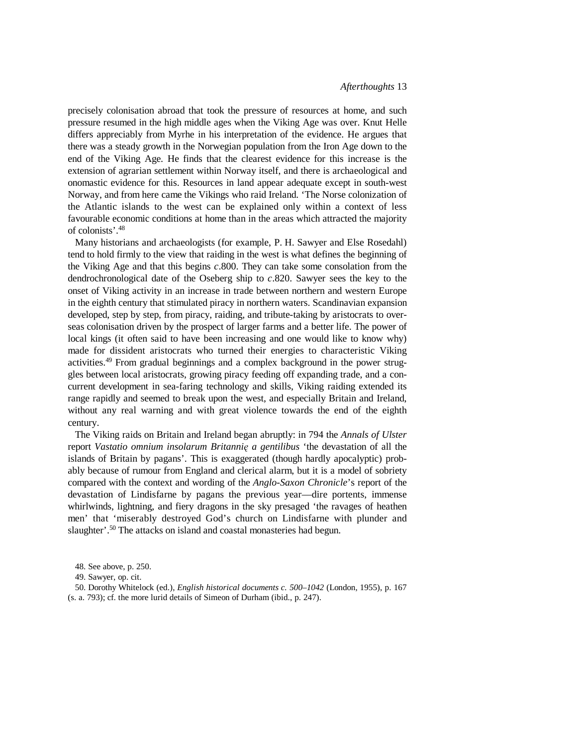precisely colonisation abroad that took the pressure of resources at home, and such pressure resumed in the high middle ages when the Viking Age was over. Knut Helle differs appreciably from Myrhe in his interpretation of the evidence. He argues that there was a steady growth in the Norwegian population from the Iron Age down to the end of the Viking Age. He finds that the clearest evidence for this increase is the extension of agrarian settlement within Norway itself, and there is archaeological and onomastic evidence for this. Resources in land appear adequate except in south-west Norway, and from here came the Vikings who raid Ireland. 'The Norse colonization of the Atlantic islands to the west can be explained only within a context of less favourable economic conditions at home than in the areas which attracted the majority of colonists'.[48]

Many historians and archaeologists (for example, P. H. Sawyer and Else Rosedahl) tend to hold firmly to the view that raiding in the west is what defines the beginning of the Viking Age and that this begins *c*.800. They can take some consolation from the dendrochronological date of the Oseberg ship to *c*.820. Sawyer sees the key to the onset of Viking activity in an increase in trade between northern and western Europe in the eighth century that stimulated piracy in northern waters. Scandinavian expansion developed, step by step, from piracy, raiding, and tribute-taking by aristocrats to overseas colonisation driven by the prospect of larger farms and a better life. The power of local kings (it often said to have been increasing and one would like to know why) made for dissident aristocrats who turned their energies to characteristic Viking activities.[49] From gradual beginnings and a complex background in the power struggles between local aristocrats, growing piracy feeding off expanding trade, and a concurrent development in sea-faring technology and skills, Viking raiding extended its range rapidly and seemed to break upon the west, and especially Britain and Ireland, without any real warning and with great violence towards the end of the eighth century.

The Viking raids on Britain and Ireland began abruptly: in 794 the *Annals of Ulster* report *Vastatio omnium insolarum Britannię a gentilibus* 'the devastation of all the islands of Britain by pagans'. This is exaggerated (though hardly apocalyptic) probably because of rumour from England and clerical alarm, but it is a model of sobriety compared with the context and wording of the *Anglo-Saxon Chronicle*'s report of the devastation of Lindisfarne by pagans the previous year—dire portents, immense whirlwinds, lightning, and fiery dragons in the sky presaged 'the ravages of heathen men' that 'miserably destroyed God's church on Lindisfarne with plunder and slaughter'.[50] The attacks on island and coastal monasteries had begun.

48. See above, p. 250.

49. Sawyer, op. cit.

50. Dorothy Whitelock (ed.), *English historical documents c. 500–1042* (London, 1955), p. 167 (s. a. 793); cf. the more lurid details of Simeon of Durham (ibid., p. 247).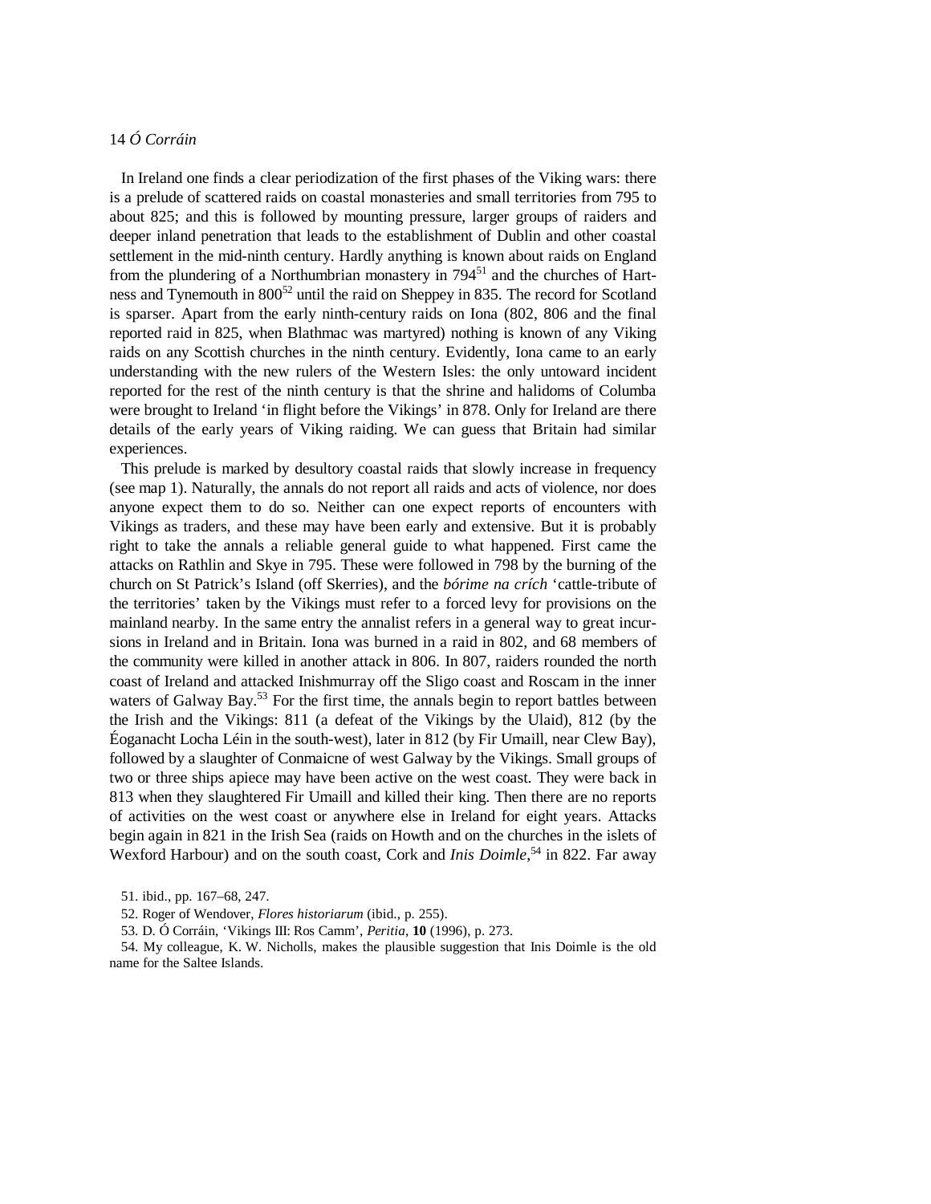In Ireland one finds a clear periodization of the first phases of the Viking wars: there is a prelude of scattered raids on coastal monasteries and small territories from 795 to about 825; and this is followed by mounting pressure, larger groups of raiders and deeper inland penetration that leads to the establishment of Dublin and other coastal settlement in the mid-ninth century. Hardly anything is known about raids on England from the plundering of a Northumbrian monastery in 794[51] and the churches of Hartness and Tynemouth in 800[52] until the raid on Sheppey in 835. The record for Scotland is sparser. Apart from the early ninth-century raids on Iona (802, 806 and the final reported raid in 825, when Blathmac was martyred) nothing is known of any Viking raids on any Scottish churches in the ninth century. Evidently, Iona came to an early understanding with the new rulers of the Western Isles: the only untoward incident reported for the rest of the ninth century is that the shrine and halidoms of Columba were brought to Ireland 'in flight before the Vikings' in 878. Only for Ireland are there details of the early years of Viking raiding. We can guess that Britain had similar experiences.

This prelude is marked by desultory coastal raids that slowly increase in frequency (see map 1). Naturally, the annals do not report all raids and acts of violence, nor does anyone expect them to do so. Neither can one expect reports of encounters with Vikings as traders, and these may have been early and extensive. But it is probably right to take the annals a reliable general guide to what happened. First came the attacks on Rathlin and Skye in 795. These were followed in 798 by the burning of the church on St Patrick's Island (off Skerries), and the *bórime na crích* 'cattle-tribute of the territories' taken by the Vikings must refer to a forced levy for provisions on the mainland nearby. In the same entry the annalist refers in a general way to great incursions in Ireland and in Britain. Iona was burned in a raid in 802, and 68 members of the community were killed in another attack in 806. In 807, raiders rounded the north coast of Ireland and attacked Inishmurray off the Sligo coast and Roscam in the inner waters of Galway Bay.[53] For the first time, the annals begin to report battles between the Irish and the Vikings: 811 (a defeat of the Vikings by the Ulaid), 812 (by the Éoganacht Locha Léin in the south-west), later in 812 (by Fir Umaill, near Clew Bay), followed by a slaughter of Conmaicne of west Galway by the Vikings. Small groups of two or three ships apiece may have been active on the west coast. They were back in 813 when they slaughtered Fir Umaill and killed their king. Then there are no reports of activities on the west coast or anywhere else in Ireland for eight years. Attacks begin again in 821 in the Irish Sea (raids on Howth and on the churches in the islets of Wexford Harbour) and on the south coast, Cork and *Inis Doimle*,[54] in 822. Far away

51. ibid., pp. 167–68, 247.

52. Roger of Wendover, *Flores historiarum* (ibid., p. 255).

53. D. Ó Corráin, 'Vikings III: Ros Camm', *Peritia*, **10** (1996), p. 273.

54. My colleague, K. W. Nicholls, makes the plausible suggestion that Inis Doimle is the old name for the Saltee Islands.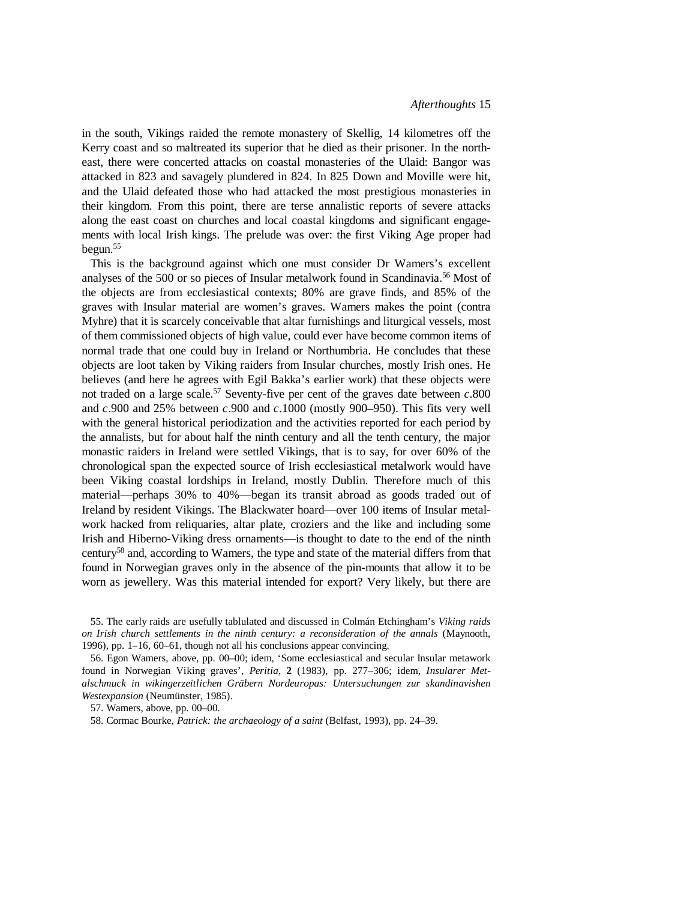in the south, Vikings raided the remote monastery of Skellig, 14 kilometres off the Kerry coast and so maltreated its superior that he died as their prisoner. In the northeast, there were concerted attacks on coastal monasteries of the Ulaid: Bangor was attacked in 823 and savagely plundered in 824. In 825 Down and Moville were hit, and the Ulaid defeated those who had attacked the most prestigious monasteries in their kingdom. From this point, there are terse annalistic reports of severe attacks along the east coast on churches and local coastal kingdoms and significant engagements with local Irish kings. The prelude was over: the first Viking Age proper had begun.[55]

This is the background against which one must consider Dr Wamers's excellent analyses of the 500 or so pieces of Insular metalwork found in Scandinavia.[56] Most of the objects are from ecclesiastical contexts; 80% are grave finds, and 85% of the graves with Insular material are women's graves. Wamers makes the point (contra Myhre) that it is scarcely conceivable that altar furnishings and liturgical vessels, most of them commissioned objects of high value, could ever have become common items of normal trade that one could buy in Ireland or Northumbria. He concludes that these objects are loot taken by Viking raiders from Insular churches, mostly Irish ones. He believes (and here he agrees with Egil Bakka's earlier work) that these objects were not traded on a large scale.[57] Seventy-five per cent of the graves date between *c*.800 and *c*.900 and 25% between *c*.900 and *c*.1000 (mostly 900–950). This fits very well with the general historical periodization and the activities reported for each period by the annalists, but for about half the ninth century and all the tenth century, the major monastic raiders in Ireland were settled Vikings, that is to say, for over 60% of the chronological span the expected source of Irish ecclesiastical metalwork would have been Viking coastal lordships in Ireland, mostly Dublin. Therefore much of this material—perhaps 30% to 40%—began its transit abroad as goods traded out of Ireland by resident Vikings. The Blackwater hoard—over 100 items of Insular metalwork hacked from reliquaries, altar plate, croziers and the like and including some Irish and Hiberno-Viking dress ornaments—is thought to date to the end of the ninth century[58] and, according to Wamers, the type and state of the material differs from that found in Norwegian graves only in the absence of the pin-mounts that allow it to be worn as jewellery. Was this material intended for export? Very likely, but there are

55. The early raids are usefully tablulated and discussed in Colmán Etchingham's *Viking raids on Irish church settlements in the ninth century: a reconsideration of the annals* (Maynooth, 1996), pp. 1–16, 60–61, though not all his conclusions appear convincing.

56. Egon Wamers, above, pp. 00–00; idem, 'Some ecclesiastical and secular Insular metawork found in Norwegian Viking graves', *Peritia*, **2** (1983), pp. 277–306; idem, *Insularer Metalschmuck in wikingerzeitlichen Gräbern Nordeuropas: Untersuchungen zur skandinavishen Westexpansion* (Neumünster, 1985).

57. Wamers, above, pp. 00–00.

58. Cormac Bourke, *Patrick: the archaeology of a saint* (Belfast, 1993), pp. 24–39.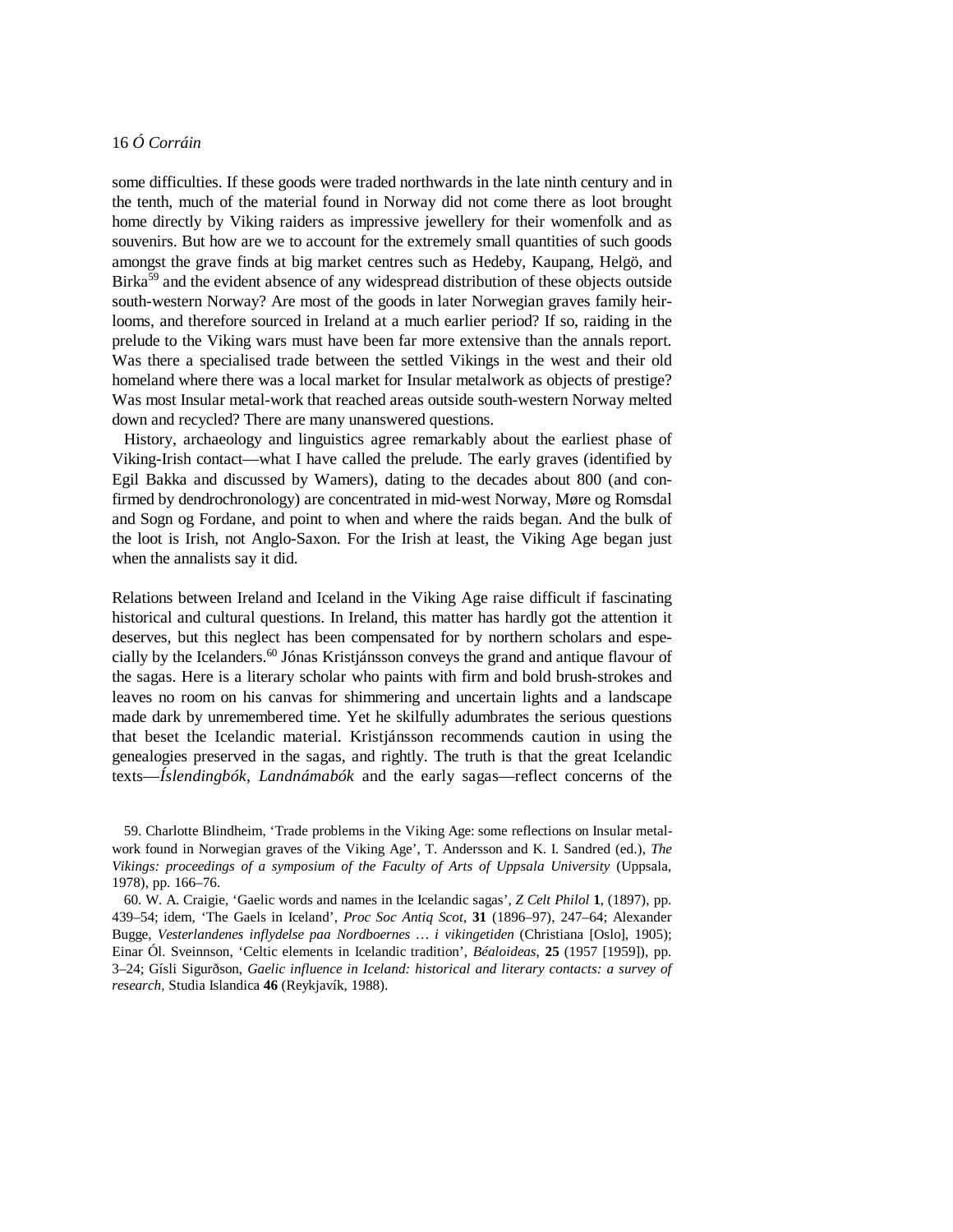some difficulties. If these goods were traded northwards in the late ninth century and in the tenth, much of the material found in Norway did not come there as loot brought home directly by Viking raiders as impressive jewellery for their womenfolk and as souvenirs. But how are we to account for the extremely small quantities of such goods amongst the grave finds at big market centres such as Hedeby, Kaupang, Helgö, and Birka[59] and the evident absence of any widespread distribution of these objects outside south-western Norway? Are most of the goods in later Norwegian graves family heirlooms, and therefore sourced in Ireland at a much earlier period? If so, raiding in the prelude to the Viking wars must have been far more extensive than the annals report. Was there a specialised trade between the settled Vikings in the west and their old homeland where there was a local market for Insular metalwork as objects of prestige? Was most Insular metal-work that reached areas outside south-western Norway melted down and recycled? There are many unanswered questions.

History, archaeology and linguistics agree remarkably about the earliest phase of Viking-Irish contact—what I have called the prelude. The early graves (identified by Egil Bakka and discussed by Wamers), dating to the decades about 800 (and confirmed by dendrochronology) are concentrated in mid-west Norway, Møre og Romsdal and Sogn og Fordane, and point to when and where the raids began. And the bulk of the loot is Irish, not Anglo-Saxon. For the Irish at least, the Viking Age began just when the annalists say it did.

Relations between Ireland and Iceland in the Viking Age raise difficult if fascinating historical and cultural questions. In Ireland, this matter has hardly got the attention it deserves, but this neglect has been compensated for by northern scholars and especially by the Icelanders.[60] Jónas Kristjánsson conveys the grand and antique flavour of the sagas. Here is a literary scholar who paints with firm and bold brush-strokes and leaves no room on his canvas for shimmering and uncertain lights and a landscape made dark by unremembered time. Yet he skilfully adumbrates the serious questions that beset the Icelandic material. Kristjánsson recommends caution in using the genealogies preserved in the sagas, and rightly. The truth is that the great Icelandic texts—*Íslendingbók*, *Landnámabók* and the early sagas—reflect concerns of the

59. Charlotte Blindheim, 'Trade problems in the Viking Age: some reflections on Insular metalwork found in Norwegian graves of the Viking Age', T. Andersson and K. I. Sandred (ed.), *The Vikings: proceedings of a symposium of the Faculty of Arts of Uppsala University* (Uppsala, 1978), pp. 166–76.

60. W. A. Craigie, 'Gaelic words and names in the Icelandic sagas', *Z Celt Philol* **1**, (1897), pp. 439–54; idem, 'The Gaels in Iceland', *Proc Soc Antiq Scot*, **31** (1896–97), 247–64; Alexander Bugge, *Vesterlandenes inflydelse paa Nordboernes … i vikingetiden* (Christiana [Oslo], 1905); Einar Ól. Sveinnson, 'Celtic elements in Icelandic tradition', *Béaloideas*, **25** (1957 [1959]), pp. 3–24; Gísli Sigurðson, *Gaelic influence in Iceland: historical and literary contacts: a survey of research*, Studia Islandica **46** (Reykjavík, 1988).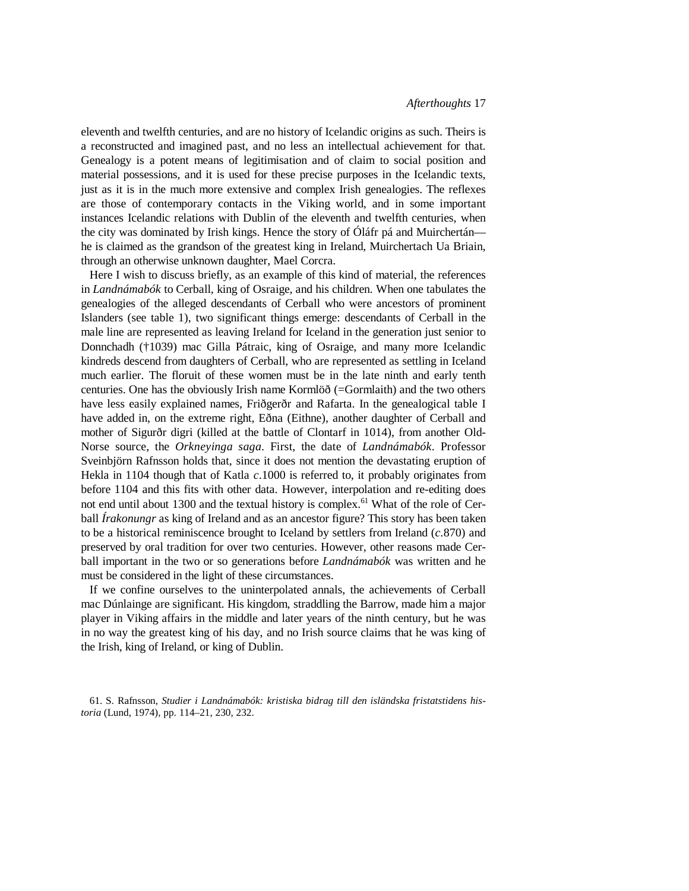eleventh and twelfth centuries, and are no history of Icelandic origins as such. Theirs is a reconstructed and imagined past, and no less an intellectual achievement for that. Genealogy is a potent means of legitimisation and of claim to social position and material possessions, and it is used for these precise purposes in the Icelandic texts, just as it is in the much more extensive and complex Irish genealogies. The reflexes are those of contemporary contacts in the Viking world, and in some important instances Icelandic relations with Dublin of the eleventh and twelfth centuries, when the city was dominated by Irish kings. Hence the story of Óláfr pá and Muirchertán—he is claimed as the grandson of the greatest king in Ireland, Muirchertach Ua Briain, through an otherwise unknown daughter, Mael Corcra.

Here I wish to discuss briefly, as an example of this kind of material, the references in *Landnámabók* to Cerball, king of Osraige, and his children. When one tabulates the genealogies of the alleged descendants of Cerball who were ancestors of prominent Islanders (see table 1), two significant things emerge: descendants of Cerball in the male line are represented as leaving Ireland for Iceland in the generation just senior to Donnchadh (†1039) mac Gilla Pátraic, king of Osraige, and many more Icelandic kindreds descend from daughters of Cerball, who are represented as settling in Iceland much earlier. The floruit of these women must be in the late ninth and early tenth centuries. One has the obviously Irish name Kormlöð (=Gormlaith) and the two others have less easily explained names, Friðgerðr and Rafarta. In the genealogical table I have added in, on the extreme right, Eðna (Eithne), another daughter of Cerball and mother of Sigurðr digri (killed at the battle of Clontarf in 1014), from another Old-Norse source, the *Orkneyinga saga*. First, the date of *Landnámabók*. Professor Sveinbjörn Rafnsson holds that, since it does not mention the devastating eruption of Hekla in 1104 though that of Katla *c*.1000 is referred to, it probably originates from before 1104 and this fits with other data. However, interpolation and re-editing does not end until about 1300 and the textual history is complex.[61] What of the role of Cerball *Írakonungr* as king of Ireland and as an ancestor figure? This story has been taken to be a historical reminiscence brought to Iceland by settlers from Ireland (*c*.870) and preserved by oral tradition for over two centuries. However, other reasons made Cerball important in the two or so generations before *Landnámabók* was written and he must be considered in the light of these circumstances.

If we confine ourselves to the uninterpolated annals, the achievements of Cerball mac Dúnlainge are significant. His kingdom, straddling the Barrow, made him a major player in Viking affairs in the middle and later years of the ninth century, but he was in no way the greatest king of his day, and no Irish source claims that he was king of the Irish, king of Ireland, or king of Dublin.

61. S. Rafnsson, *Studier i Landnámabók: kristiska bidrag till den isländska fristatstidens historia* (Lund, 1974), pp. 114–21, 230, 232.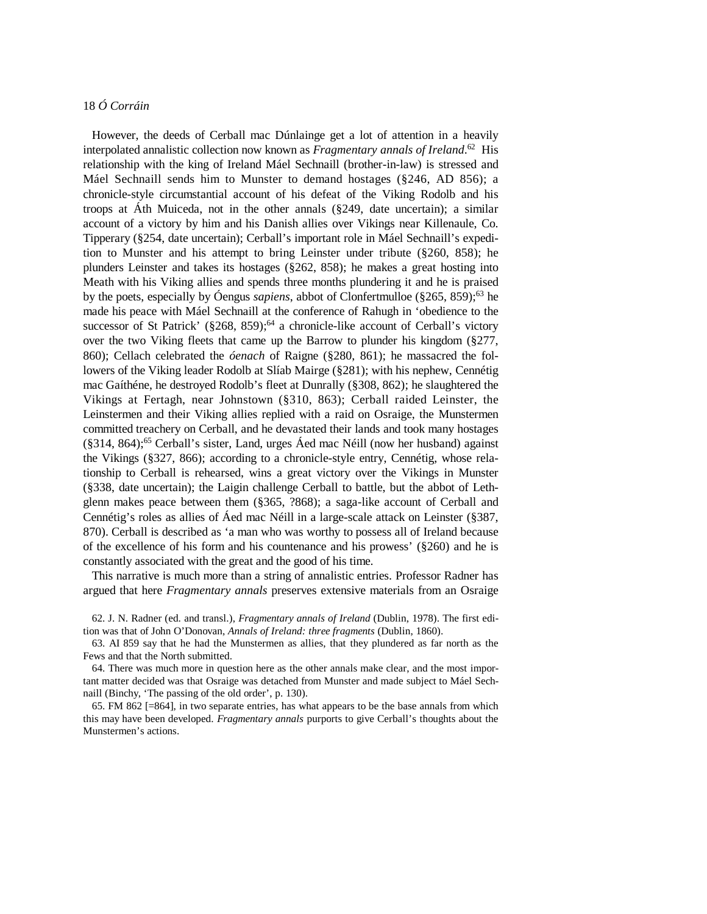However, the deeds of Cerball mac Dúnlainge get a lot of attention in a heavily interpolated annalistic collection now known as *Fragmentary annals of Ireland*.[62] His relationship with the king of Ireland Máel Sechnaill (brother-in-law) is stressed and Máel Sechnaill sends him to Munster to demand hostages (§246, AD 856); a chronicle-style circumstantial account of his defeat of the Viking Rodolb and his troops at Áth Muiceda, not in the other annals (§249, date uncertain); a similar account of a victory by him and his Danish allies over Vikings near Killenaule, Co. Tipperary (§254, date uncertain); Cerball's important role in Máel Sechnaill's expedition to Munster and his attempt to bring Leinster under tribute (§260, 858); he plunders Leinster and takes its hostages (§262, 858); he makes a great hosting into Meath with his Viking allies and spends three months plundering it and he is praised by the poets, especially by Óengus *sapiens*, abbot of Clonfertmulloe (§265, 859);[63] he made his peace with Máel Sechnaill at the conference of Rahugh in 'obedience to the successor of St Patrick' (§268, 859);[64] a chronicle-like account of Cerball's victory over the two Viking fleets that came up the Barrow to plunder his kingdom (§277, 860); Cellach celebrated the *óenach* of Raigne (§280, 861); he massacred the followers of the Viking leader Rodolb at Slíab Mairge (§281); with his nephew, Cennétig mac Gaíthéne, he destroyed Rodolb's fleet at Dunrally (§308, 862); he slaughtered the Vikings at Fertagh, near Johnstown (§310, 863); Cerball raided Leinster, the Leinstermen and their Viking allies replied with a raid on Osraige, the Munstermen committed treachery on Cerball, and he devastated their lands and took many hostages (§314, 864);[65] Cerball's sister, Land, urges Áed mac Néill (now her husband) against the Vikings (§327, 866); according to a chronicle-style entry, Cennétig, whose relationship to Cerball is rehearsed, wins a great victory over the Vikings in Munster (§338, date uncertain); the Laigin challenge Cerball to battle, but the abbot of Lethglenn makes peace between them (§365, ?868); a saga-like account of Cerball and Cennétig's roles as allies of Áed mac Néill in a large-scale attack on Leinster (§387, 870). Cerball is described as 'a man who was worthy to possess all of Ireland because of the excellence of his form and his countenance and his prowess' (§260) and he is constantly associated with the great and the good of his time.

This narrative is much more than a string of annalistic entries. Professor Radner has argued that here *Fragmentary annals* preserves extensive materials from an Osraige

62. J. N. Radner (ed. and transl.), *Fragmentary annals of Ireland* (Dublin, 1978). The first edition was that of John O'Donovan, *Annals of Ireland: three fragments* (Dublin, 1860).

63. AI 859 say that he had the Munstermen as allies, that they plundered as far north as the Fews and that the North submitted.

64. There was much more in question here as the other annals make clear, and the most important matter decided was that Osraige was detached from Munster and made subject to Máel Sechnaill (Binchy, 'The passing of the old order', p. 130).

65. FM 862 [=864], in two separate entries, has what appears to be the base annals from which this may have been developed. *Fragmentary annals* purports to give Cerball's thoughts about the Munstermen's actions.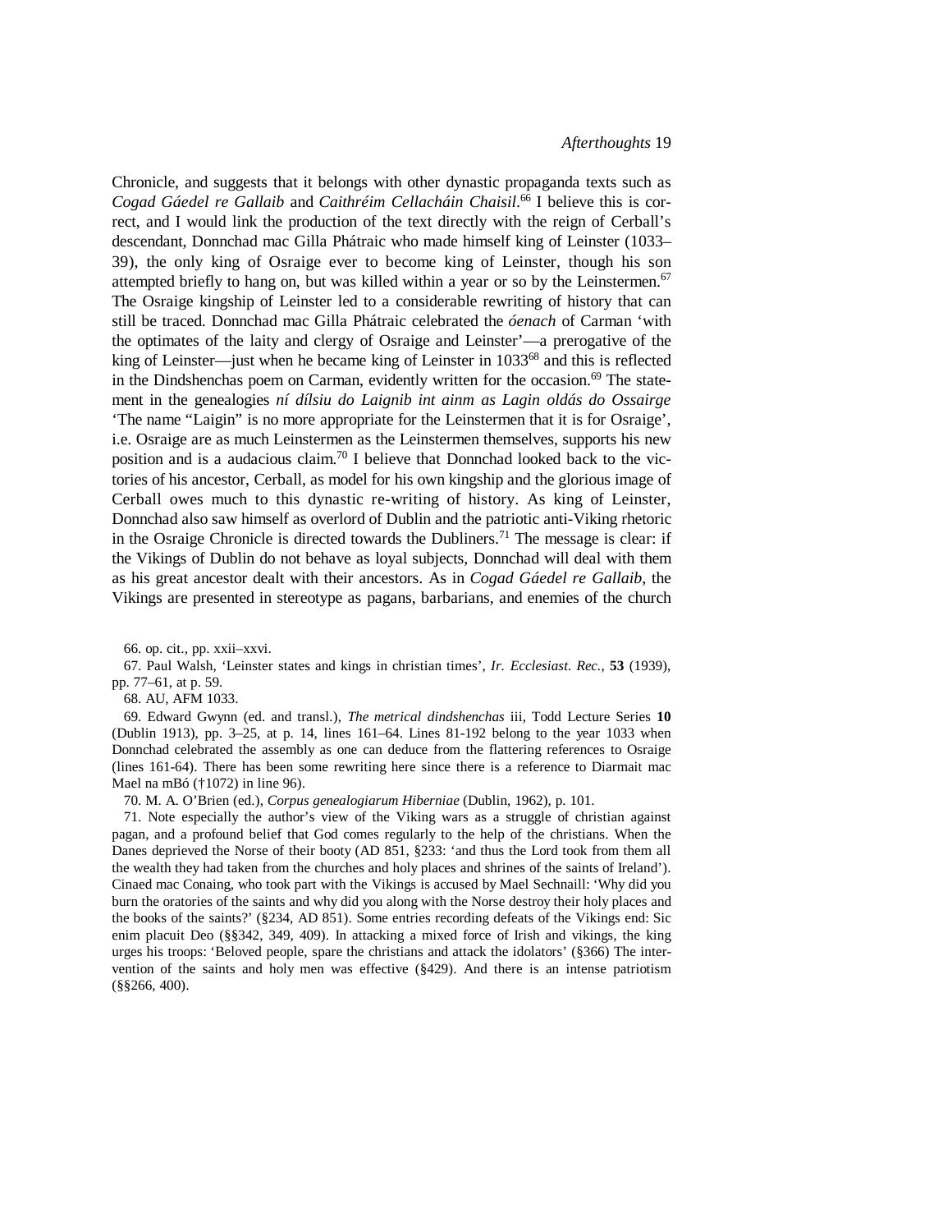Chronicle, and suggests that it belongs with other dynastic propaganda texts such as *Cogad Gáedel re Gallaib* and *Caithréim Cellacháin Chaisil*.[66] I believe this is correct, and I would link the production of the text directly with the reign of Cerball's descendant, Donnchad mac Gilla Phátraic who made himself king of Leinster (1033–39), the only king of Osraige ever to become king of Leinster, though his son attempted briefly to hang on, but was killed within a year or so by the Leinstermen.[67] The Osraige kingship of Leinster led to a considerable rewriting of history that can still be traced. Donnchad mac Gilla Phátraic celebrated the *óenach* of Carman 'with the optimates of the laity and clergy of Osraige and Leinster'—a prerogative of the king of Leinster—just when he became king of Leinster in 1033[68] and this is reflected in the Dindshenchas poem on Carman, evidently written for the occasion.[69] The statement in the genealogies *ní dílsiu do Laignib int ainm as Lagin oldás do Ossairge* 'The name "Laigin" is no more appropriate for the Leinstermen that it is for Osraige', i.e. Osraige are as much Leinstermen as the Leinstermen themselves, supports his new position and is a audacious claim.[70] I believe that Donnchad looked back to the victories of his ancestor, Cerball, as model for his own kingship and the glorious image of Cerball owes much to this dynastic re-writing of history. As king of Leinster, Donnchad also saw himself as overlord of Dublin and the patriotic anti-Viking rhetoric in the Osraige Chronicle is directed towards the Dubliners.[71] The message is clear: if the Vikings of Dublin do not behave as loyal subjects, Donnchad will deal with them as his great ancestor dealt with their ancestors. As in *Cogad Gáedel re Gallaib*, the Vikings are presented in stereotype as pagans, barbarians, and enemies of the church

66. op. cit., pp. xxii–xxvi.

67. Paul Walsh, 'Leinster states and kings in christian times', *Ir. Ecclesiast. Rec.*, **53** (1939), pp. 77–61, at p. 59.

68. AU, AFM 1033.

69. Edward Gwynn (ed. and transl.), *The metrical dindshenchas* iii, Todd Lecture Series **10** (Dublin 1913), pp. 3–25, at p. 14, lines 161–64. Lines 81-192 belong to the year 1033 when Donnchad celebrated the assembly as one can deduce from the flattering references to Osraige (lines 161-64). There has been some rewriting here since there is a reference to Diarmait mac Mael na mBó (†1072) in line 96).

70. M. A. O'Brien (ed.), *Corpus genealogiarum Hiberniae* (Dublin, 1962), p. 101.

71. Note especially the author's view of the Viking wars as a struggle of christian against pagan, and a profound belief that God comes regularly to the help of the christians. When the Danes deprieved the Norse of their booty (AD 851, §233: 'and thus the Lord took from them all the wealth they had taken from the churches and holy places and shrines of the saints of Ireland'). Cinaed mac Conaing, who took part with the Vikings is accused by Mael Sechnaill: 'Why did you burn the oratories of the saints and why did you along with the Norse destroy their holy places and the books of the saints?' (§234, AD 851). Some entries recording defeats of the Vikings end: Sic enim placuit Deo (§§342, 349, 409). In attacking a mixed force of Irish and vikings, the king urges his troops: 'Beloved people, spare the christians and attack the idolators' (§366) The intervention of the saints and holy men was effective (§429). And there is an intense patriotism (§§266, 400).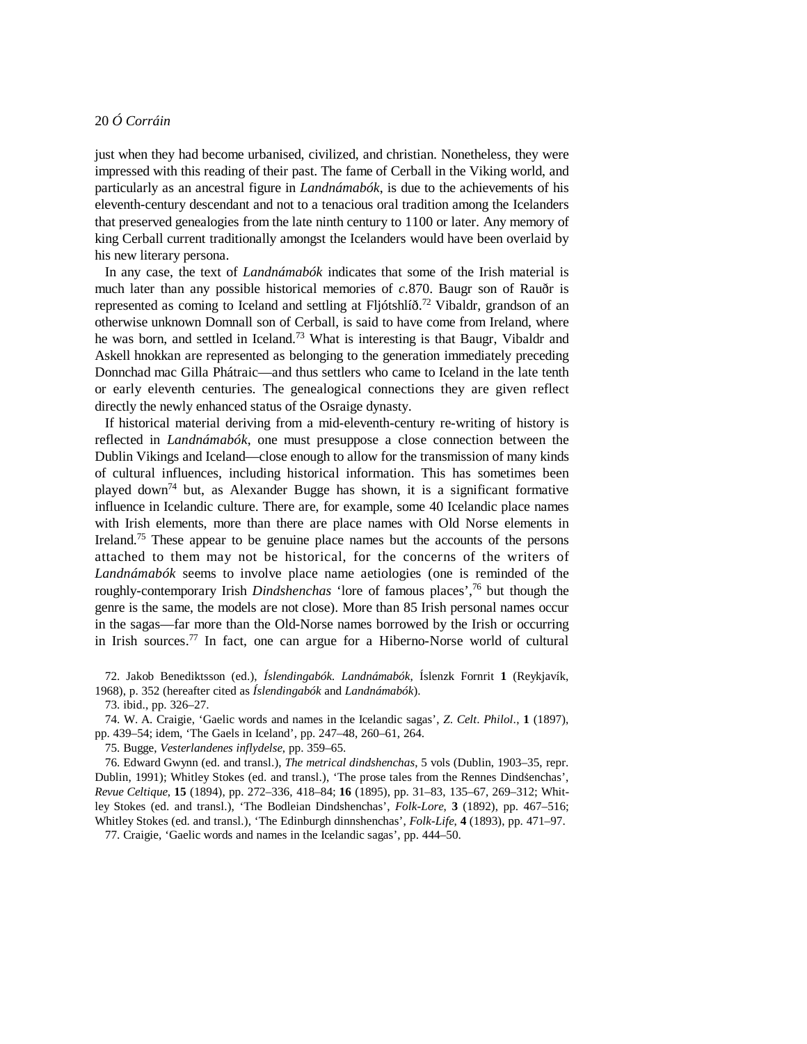just when they had become urbanised, civilized, and christian. Nonetheless, they were impressed with this reading of their past. The fame of Cerball in the Viking world, and particularly as an ancestral figure in *Landnámabók*, is due to the achievements of his eleventh-century descendant and not to a tenacious oral tradition among the Icelanders that preserved genealogies from the late ninth century to 1100 or later. Any memory of king Cerball current traditionally amongst the Icelanders would have been overlaid by his new literary persona.

In any case, the text of *Landnámabók* indicates that some of the Irish material is much later than any possible historical memories of *c*.870. Baugr son of Rauðr is represented as coming to Iceland and settling at Fljótshlíð.[72] Vibaldr, grandson of an otherwise unknown Domnall son of Cerball, is said to have come from Ireland, where he was born, and settled in Iceland.[73] What is interesting is that Baugr, Vibaldr and Askell hnokkan are represented as belonging to the generation immediately preceding Donnchad mac Gilla Phátraic—and thus settlers who came to Iceland in the late tenth or early eleventh centuries. The genealogical connections they are given reflect directly the newly enhanced status of the Osraige dynasty.

If historical material deriving from a mid-eleventh-century re-writing of history is reflected in *Landnámabók*, one must presuppose a close connection between the Dublin Vikings and Iceland—close enough to allow for the transmission of many kinds of cultural influences, including historical information. This has sometimes been played down[74] but, as Alexander Bugge has shown, it is a significant formative influence in Icelandic culture. There are, for example, some 40 Icelandic place names with Irish elements, more than there are place names with Old Norse elements in Ireland.[75] These appear to be genuine place names but the accounts of the persons attached to them may not be historical, for the concerns of the writers of *Landnámabók* seems to involve place name aetiologies (one is reminded of the roughly-contemporary Irish *Dindshenchas* 'lore of famous places',[76] but though the genre is the same, the models are not close). More than 85 Irish personal names occur in the sagas—far more than the Old-Norse names borrowed by the Irish or occurring in Irish sources.[77] In fact, one can argue for a Hiberno-Norse world of cultural

72. Jakob Benediktsson (ed.), *Íslendingabók. Landnámabók*, Íslenzk Fornrit **1** (Reykjavík, 1968), p. 352 (hereafter cited as *Íslendingabók* and *Landnámabók*).

73. ibid., pp. 326–27.

74. W. A. Craigie, 'Gaelic words and names in the Icelandic sagas', *Z. Celt. Philol.*, **1** (1897), pp. 439–54; idem, 'The Gaels in Iceland', pp. 247–48, 260–61, 264.

75. Bugge, *Vesterlandenes inflydelse*, pp. 359–65.

76. Edward Gwynn (ed. and transl.), *The metrical dindshenchas*, 5 vols (Dublin, 1903–35, repr. Dublin, 1991); Whitley Stokes (ed. and transl.), 'The prose tales from the Rennes Dindśenchas', *Revue Celtique*, **15** (1894), pp. 272–336, 418–84; **16** (1895), pp. 31–83, 135–67, 269–312; Whitley Stokes (ed. and transl.), 'The Bodleian Dindshenchas', *Folk-Lore*, **3** (1892), pp. 467–516; Whitley Stokes (ed. and transl.), 'The Edinburgh dinnshenchas', *Folk-Life*, **4** (1893), pp. 471–97.

77. Craigie, 'Gaelic words and names in the Icelandic sagas', pp. 444–50.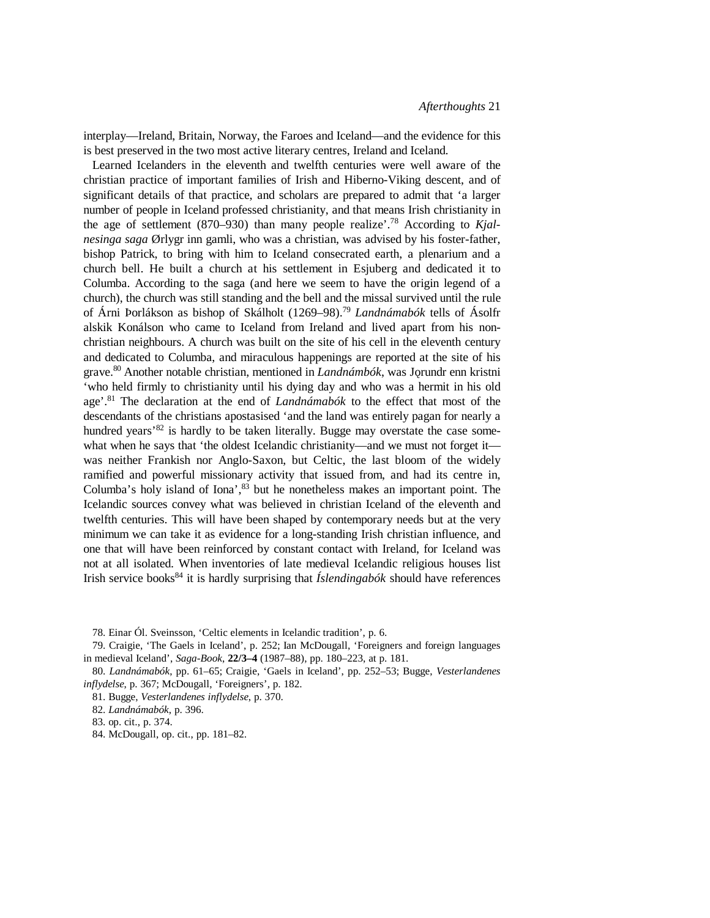interplay—Ireland, Britain, Norway, the Faroes and Iceland—and the evidence for this is best preserved in the two most active literary centres, Ireland and Iceland.

Learned Icelanders in the eleventh and twelfth centuries were well aware of the christian practice of important families of Irish and Hiberno-Viking descent, and of significant details of that practice, and scholars are prepared to admit that 'a larger number of people in Iceland professed christianity, and that means Irish christianity in the age of settlement (870–930) than many people realize'.[78] According to *Kjalnesinga saga* Ørlygr inn gamli, who was a christian, was advised by his foster-father, bishop Patrick, to bring with him to Iceland consecrated earth, a plenarium and a church bell. He built a church at his settlement in Esjuberg and dedicated it to Columba. According to the saga (and here we seem to have the origin legend of a church), the church was still standing and the bell and the missal survived until the rule of Árni Þorlákson as bishop of Skálholt (1269–98).[79] *Landnámabók* tells of Ásolfr alskik Konálson who came to Iceland from Ireland and lived apart from his non-christian neighbours. A church was built on the site of his cell in the eleventh century and dedicated to Columba, and miraculous happenings are reported at the site of his grave.[80] Another notable christian, mentioned in *Landnámbók*, was Jǫrundr enn kristni 'who held firmly to christianity until his dying day and who was a hermit in his old age'.[81] The declaration at the end of *Landnámabók* to the effect that most of the descendants of the christians apostasised 'and the land was entirely pagan for nearly a hundred years'[82] is hardly to be taken literally. Bugge may overstate the case somewhat when he says that 'the oldest Icelandic christianity—and we must not forget it—was neither Frankish nor Anglo-Saxon, but Celtic, the last bloom of the widely ramified and powerful missionary activity that issued from, and had its centre in, Columba's holy island of Iona',[83] but he nonetheless makes an important point. The Icelandic sources convey what was believed in christian Iceland of the eleventh and twelfth centuries. This will have been shaped by contemporary needs but at the very minimum we can take it as evidence for a long-standing Irish christian influence, and one that will have been reinforced by constant contact with Ireland, for Iceland was not at all isolated. When inventories of late medieval Icelandic religious houses list Irish service books[84] it is hardly surprising that *Íslendingabók* should have references

78. Einar Ól. Sveinsson, 'Celtic elements in Icelandic tradition', p. 6.

79. Craigie, 'The Gaels in Iceland', p. 252; Ian McDougall, 'Foreigners and foreign languages in medieval Iceland', *Saga-Book*, **22/3–4** (1987–88), pp. 180–223, at p. 181.

80. *Landnámabók*, pp. 61–65; Craigie, 'Gaels in Iceland', pp. 252–53; Bugge, *Vesterlandenes inflydelse*, p. 367; McDougall, 'Foreigners', p. 182.

81. Bugge, *Vesterlandenes inflydelse*, p. 370.

82. *Landnámabók*, p. 396.

83. op. cit., p. 374.

84. McDougall, op. cit., pp. 181–82.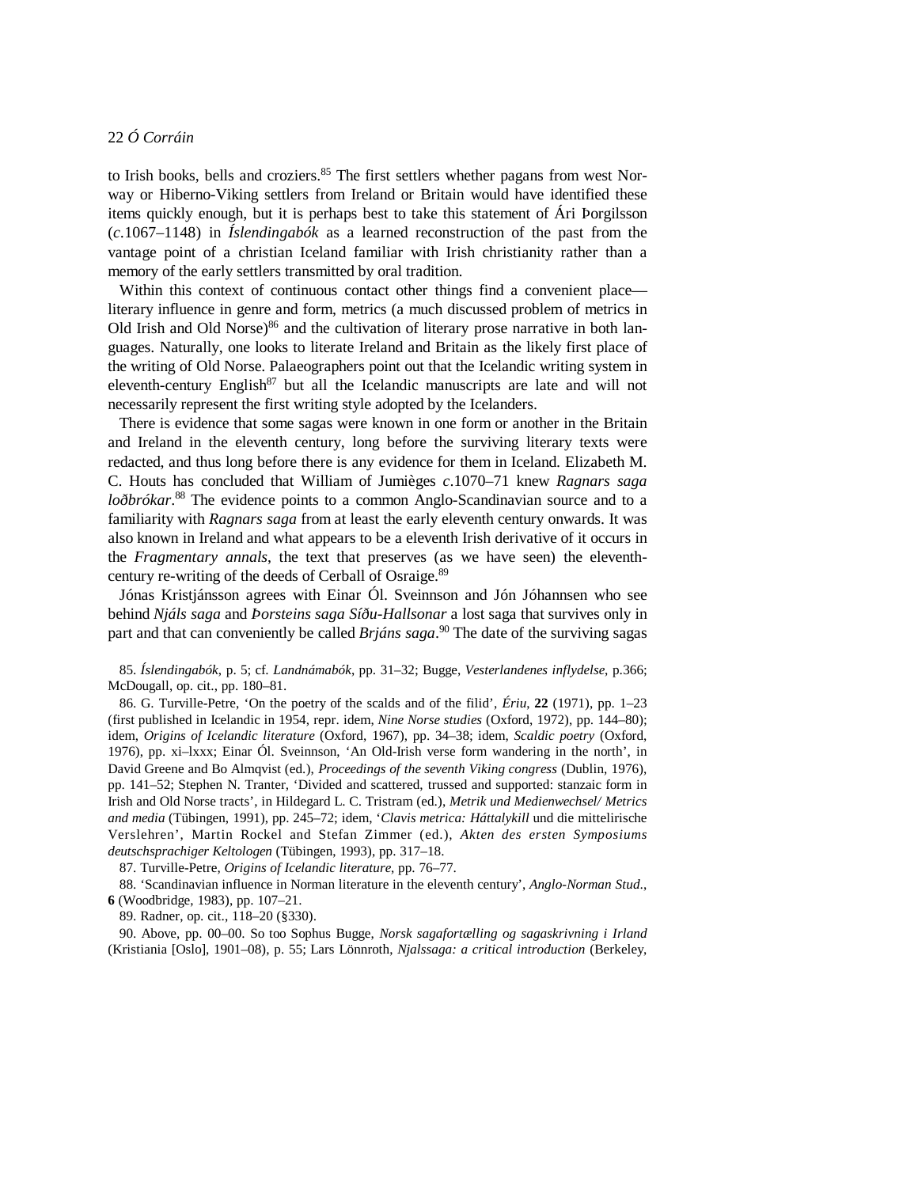to Irish books, bells and croziers.[85] The first settlers whether pagans from west Norway or Hiberno-Viking settlers from Ireland or Britain would have identified these items quickly enough, but it is perhaps best to take this statement of Ári Þorgilsson (*c*.1067–1148) in *Íslendingabók* as a learned reconstruction of the past from the vantage point of a christian Iceland familiar with Irish christianity rather than a memory of the early settlers transmitted by oral tradition.

Within this context of continuous contact other things find a convenient place—literary influence in genre and form, metrics (a much discussed problem of metrics in Old Irish and Old Norse)[86] and the cultivation of literary prose narrative in both languages. Naturally, one looks to literate Ireland and Britain as the likely first place of the writing of Old Norse. Palaeographers point out that the Icelandic writing system in eleventh-century English[87] but all the Icelandic manuscripts are late and will not necessarily represent the first writing style adopted by the Icelanders.

There is evidence that some sagas were known in one form or another in the Britain and Ireland in the eleventh century, long before the surviving literary texts were redacted, and thus long before there is any evidence for them in Iceland. Elizabeth M. C. Houts has concluded that William of Jumièges *c*.1070–71 knew *Ragnars saga loðbrókar*.[88] The evidence points to a common Anglo-Scandinavian source and to a familiarity with *Ragnars saga* from at least the early eleventh century onwards. It was also known in Ireland and what appears to be a eleventh Irish derivative of it occurs in the *Fragmentary annals*, the text that preserves (as we have seen) the eleventh-century re-writing of the deeds of Cerball of Osraige.[89]

Jónas Kristjánsson agrees with Einar Ól. Sveinnson and Jón Jóhannsen who see behind *Njáls saga* and *Þorsteins saga Síðu-Hallsonar* a lost saga that survives only in part and that can conveniently be called *Brjáns saga*.[90] The date of the surviving sagas

85. *Íslendingabók*, p. 5; cf. *Landnámabók*, pp. 31–32; Bugge, *Vesterlandenes inflydelse*, p.366; McDougall, op. cit., pp. 180–81.

86. G. Turville-Petre, 'On the poetry of the scalds and of the filid', *Ériu*, **22** (1971), pp. 1–23 (first published in Icelandic in 1954, repr. idem, *Nine Norse studies* (Oxford, 1972), pp. 144–80); idem, *Origins of Icelandic literature* (Oxford, 1967), pp. 34–38; idem, *Scaldic poetry* (Oxford, 1976), pp. xi–lxxx; Einar Ól. Sveinsson, 'An Old-Irish verse form wandering in the north', in David Greene and Bo Almqvist (ed.), *Proceedings of the seventh Viking congress* (Dublin, 1976), pp. 141–52; Stephen N. Tranter, 'Divided and scattered, trussed and supported: stanzaic form in Irish and Old Norse tracts', in Hildegard L. C. Tristram (ed.), *Metrik und Medienwechsel/ Metrics and media* (Tübingen, 1991), pp. 245–72; idem, '*Clavis metrica: Háttalykill* und die mittelirische Verslehren', Martin Rockel and Stefan Zimmer (ed.), *Akten des ersten Symposiums deutschsprachiger Keltologen* (Tübingen, 1993), pp. 317–18.

87. Turville-Petre, *Origins of Icelandic literature*, pp. 76–77.

88. 'Scandinavian influence in Norman literature in the eleventh century', *Anglo-Norman Stud.*, **6** (Woodbridge, 1983), pp. 107–21.

89. Radner, op. cit., 118–20 (§330).

90. Above, pp. 00–00. So too Sophus Bugge, *Norsk sagafortælling og sagaskrivning i Irland* (Kristiania [Oslo], 1901–08), p. 55; Lars Lönnroth, *Njalssaga: a critical introduction* (Berkeley,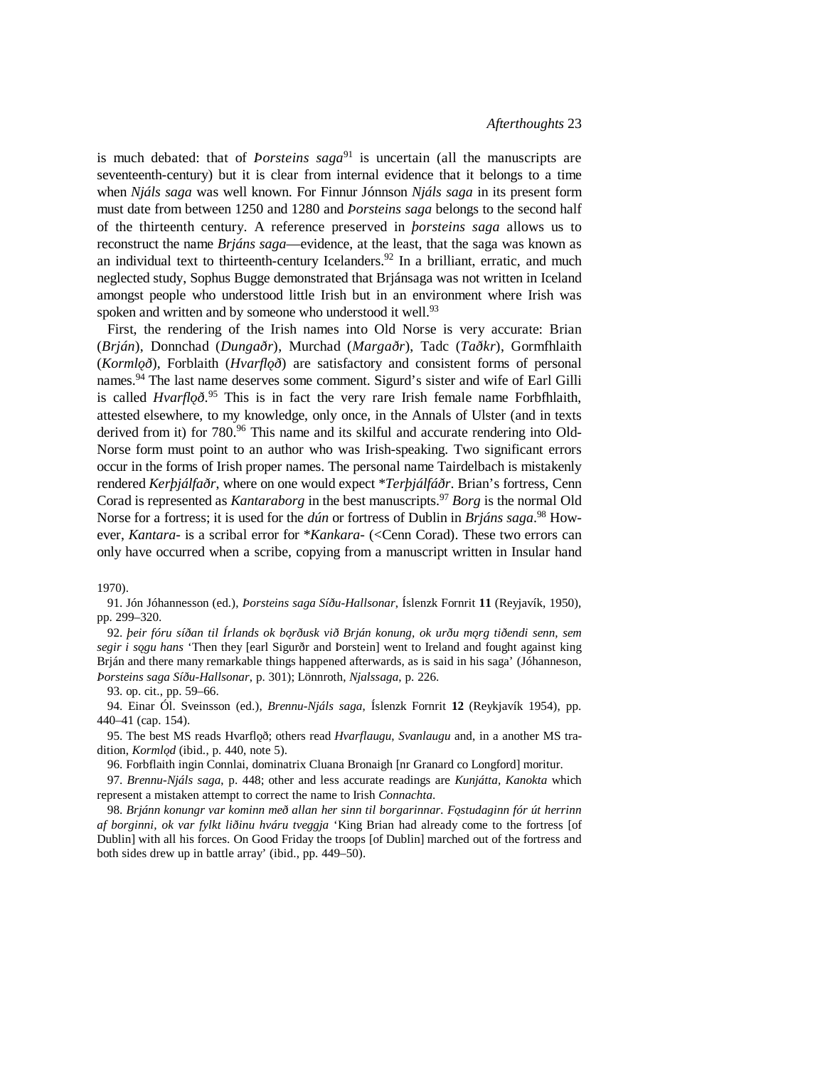is much debated: that of *Þorsteins saga*[91] is uncertain (all the manuscripts are seventeenth-century) but it is clear from internal evidence that it belongs to a time when *Njáls saga* was well known. For Finnur Jónnson *Njáls saga* in its present form must date from between 1250 and 1280 and *Þorsteins saga* belongs to the second half of the thirteenth century. A reference preserved in *þorsteins saga* allows us to reconstruct the name *Brjáns saga*—evidence, at the least, that the saga was known as an individual text to thirteenth-century Icelanders.[92] In a brilliant, erratic, and much neglected study, Sophus Bugge demonstrated that Brjánsaga was not written in Iceland amongst people who understood little Irish but in an environment where Irish was spoken and written and by someone who understood it well.[93]

First, the rendering of the Irish names into Old Norse is very accurate: Brian (*Brján*), Donnchad (*Dungaðr*), Murchad (*Margaðr*), Tadc (*Taðkr*), Gormfhlaith (*Kormlǫð*), Forblaith (*Hvarflǫð*) are satisfactory and consistent forms of personal names.[94] The last name deserves some comment. Sigurd's sister and wife of Earl Gilli is called *Hvarflǫð*.[95] This is in fact the very rare Irish female name Forbfhlaith, attested elsewhere, to my knowledge, only once, in the Annals of Ulster (and in texts derived from it) for 780.[96] This name and its skilful and accurate rendering into Old-Norse form must point to an author who was Irish-speaking. Two significant errors occur in the forms of Irish proper names. The personal name Tairdelbach is mistakenly rendered *Kerþjálfaðr*, where on one would expect \**Terþjálfáðr*. Brian's fortress, Cenn Corad is represented as *Kantaraborg* in the best manuscripts.[97] *Borg* is the normal Old Norse for a fortress; it is used for the *dún* or fortress of Dublin in *Brjáns saga*.[98] However, *Kantara-* is a scribal error for \**Kankara-* (<Cenn Corad). These two errors can only have occurred when a scribe, copying from a manuscript written in Insular hand

1970).

91. Jón Jóhannesson (ed.), *Þorsteins saga Síðu-Hallsonar*, Íslenzk Fornrit **11** (Reyjavík, 1950), pp. 299–320.

92. *þeir fóru síðan til Írlands ok bǫrðusk við Brján konung, ok urðu mǫrg tiðendi senn, sem segir i sǫgu hans* 'Then they [earl Sigurðr and Þorstein] went to Ireland and fought against king Brján and there many remarkable things happened afterwards, as is said in his saga' (Jóhanneson, *Þorsteins saga Síðu-Hallsonar*, p. 301); Lönnroth, *Njalssaga*, p. 226.

93. op. cit., pp. 59–66.

94. Einar Ól. Sveinsson (ed.), *Brennu-Njáls saga*, Íslenzk Fornrit **12** (Reykjavík 1954), pp. 440–41 (cap. 154).

95. The best MS reads Hvarflǫð; others read *Hvarflaugu*, *Svanlaugu* and, in a another MS tradition, *Kormlǫd* (ibid., p. 440, note 5).

96. Forbflaith ingin Connlai, dominatrix Cluana Bronaigh [nr Granard co Longford] moritur.

97. *Brennu-Njáls saga*, p. 448; other and less accurate readings are *Kunjátta*, *Kanokta* which represent a mistaken attempt to correct the name to Irish *Connachta*.

98. *Brjánn konungr var kominn með allan her sinn til borgarinnar. Fǫstudaginn fór út herrinn af borginni, ok var fylkt liðinu hváru tveggja* 'King Brian had already come to the fortress [of Dublin] with all his forces. On Good Friday the troops [of Dublin] marched out of the fortress and both sides drew up in battle array' (ibid., pp. 449–50).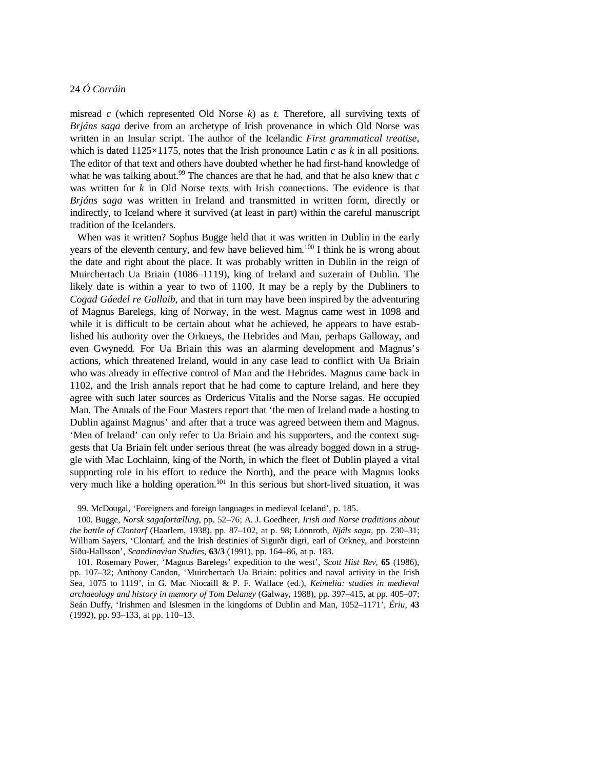misread *c* (which represented Old Norse *k*) as *t*. Therefore, all surviving texts of *Brjáns saga* derive from an archetype of Irish provenance in which Old Norse was written in an Insular script. The author of the Icelandic *First grammatical treatise*, which is dated 1125×1175, notes that the Irish pronounce Latin *c* as *k* in all positions. The editor of that text and others have doubted whether he had first-hand knowledge of what he was talking about.[99] The chances are that he had, and that he also knew that *c* was written for *k* in Old Norse texts with Irish connections. The evidence is that *Brjáns saga* was written in Ireland and transmitted in written form, directly or indirectly, to Iceland where it survived (at least in part) within the careful manuscript tradition of the Icelanders.

When was it written? Sophus Bugge held that it was written in Dublin in the early years of the eleventh century, and few have believed him.[100] I think he is wrong about the date and right about the place. It was probably written in Dublin in the reign of Muirchertach Ua Briain (1086–1119), king of Ireland and suzerain of Dublin. The likely date is within a year to two of 1100. It may be a reply by the Dubliners to *Cogad Gáedel re Gallaib*, and that in turn may have been inspired by the adventuring of Magnus Barelegs, king of Norway, in the west. Magnus came west in 1098 and while it is difficult to be certain about what he achieved, he appears to have established his authority over the Orkneys, the Hebrides and Man, perhaps Galloway, and even Gwynedd. For Ua Briain this was an alarming development and Magnus's actions, which threatened Ireland, would in any case lead to conflict with Ua Briain who was already in effective control of Man and the Hebrides. Magnus came back in 1102, and the Irish annals report that he had come to capture Ireland, and here they agree with such later sources as Ordericus Vitalis and the Norse sagas. He occupied Man. The Annals of the Four Masters report that 'the men of Ireland made a hosting to Dublin against Magnus' and after that a truce was agreed between them and Magnus. 'Men of Ireland' can only refer to Ua Briain and his supporters, and the context suggests that Ua Briain felt under serious threat (he was already bogged down in a struggle with Mac Lochlainn, king of the North, in which the fleet of Dublin played a vital supporting role in his effort to reduce the North), and the peace with Magnus looks very much like a holding operation.[101] In this serious but short-lived situation, it was

99. McDougal, 'Foreigners and foreign languages in medieval Iceland', p. 185.

100. Bugge, *Norsk sagafortælling*, pp. 52–76; A. J. Goedheer, *Irish and Norse traditions about the battle of Clontarf* (Haarlem, 1938), pp. 87–102, at p. 98; Lönnroth, *Njáls saga*, pp. 230–31; William Sayers, 'Clontarf, and the Irish destinies of Sigurðr digri, earl of Orkney, and Þorsteinn Síðu-Hallsson', *Scandinavian Studies*, **63/3** (1991), pp. 164–86, at p. 183.

101. Rosemary Power, 'Magnus Barelegs' expedition to the west', *Scott Hist Rev*, **65** (1986), pp. 107–32; Anthony Candon, 'Muirchertach Ua Briain: politics and naval activity in the Irish Sea, 1075 to 1119', in G. Mac Niocaill & P. F. Wallace (ed.), *Keimelia: studies in medieval archaeology and history in memory of Tom Delaney* (Galway, 1988), pp. 397–415, at pp. 405–07; Seán Duffy, 'Irishmen and Islesmen in the kingdoms of Dublin and Man, 1052–1171', *Ériu*, **43** (1992), pp. 93–133, at pp. 110–13.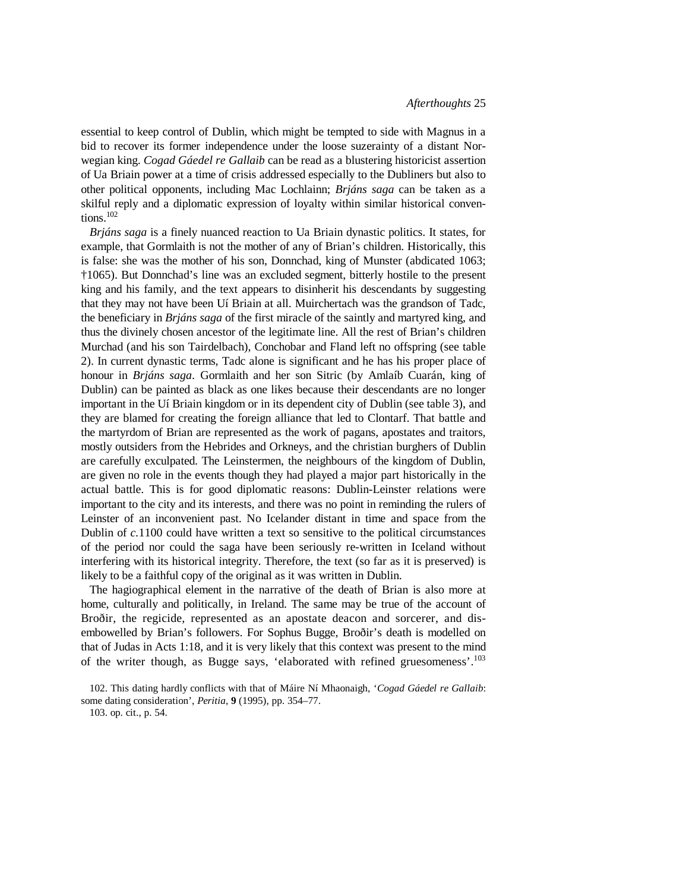essential to keep control of Dublin, which might be tempted to side with Magnus in a bid to recover its former independence under the loose suzerainty of a distant Norwegian king. *Cogad Gáedel re Gallaib* can be read as a blustering historicist assertion of Ua Briain power at a time of crisis addressed especially to the Dubliners but also to other political opponents, including Mac Lochlainn; *Brjáns saga* can be taken as a skilful reply and a diplomatic expression of loyalty within similar historical conventions.[102]

*Brjáns saga* is a finely nuanced reaction to Ua Briain dynastic politics. It states, for example, that Gormlaith is not the mother of any of Brian's children. Historically, this is false: she was the mother of his son, Donnchad, king of Munster (abdicated 1063; †1065). But Donnchad's line was an excluded segment, bitterly hostile to the present king and his family, and the text appears to disinherit his descendants by suggesting that they may not have been Uí Briain at all. Muirchertach was the grandson of Tadc, the beneficiary in *Brjáns saga* of the first miracle of the saintly and martyred king, and thus the divinely chosen ancestor of the legitimate line. All the rest of Brian's children Murchad (and his son Tairdelbach), Conchobar and Fland left no offspring (see table 2). In current dynastic terms, Tadc alone is significant and he has his proper place of honour in *Brjáns saga*. Gormlaith and her son Sitric (by Amlaíb Cuarán, king of Dublin) can be painted as black as one likes because their descendants are no longer important in the Uí Briain kingdom or in its dependent city of Dublin (see table 3), and they are blamed for creating the foreign alliance that led to Clontarf. That battle and the martyrdom of Brian are represented as the work of pagans, apostates and traitors, mostly outsiders from the Hebrides and Orkneys, and the christian burghers of Dublin are carefully exculpated. The Leinstermen, the neighbours of the kingdom of Dublin, are given no role in the events though they had played a major part historically in the actual battle. This is for good diplomatic reasons: Dublin-Leinster relations were important to the city and its interests, and there was no point in reminding the rulers of Leinster of an inconvenient past. No Icelander distant in time and space from the Dublin of *c.*1100 could have written a text so sensitive to the political circumstances of the period nor could the saga have been seriously re-written in Iceland without interfering with its historical integrity. Therefore, the text (so far as it is preserved) is likely to be a faithful copy of the original as it was written in Dublin.

The hagiographical element in the narrative of the death of Brian is also more at home, culturally and politically, in Ireland. The same may be true of the account of Broðir, the regicide, represented as an apostate deacon and sorcerer, and disembowelled by Brian's followers. For Sophus Bugge, Broðir's death is modelled on that of Judas in Acts 1:18, and it is very likely that this context was present to the mind of the writer though, as Bugge says, 'elaborated with refined gruesomeness'.[103]

102. This dating hardly conflicts with that of Máire Ní Mhaonaigh, '*Cogad Gáedel re Gallaib*: some dating consideration', *Peritia*, **9** (1995), pp. 354–77.

103. op. cit., p. 54.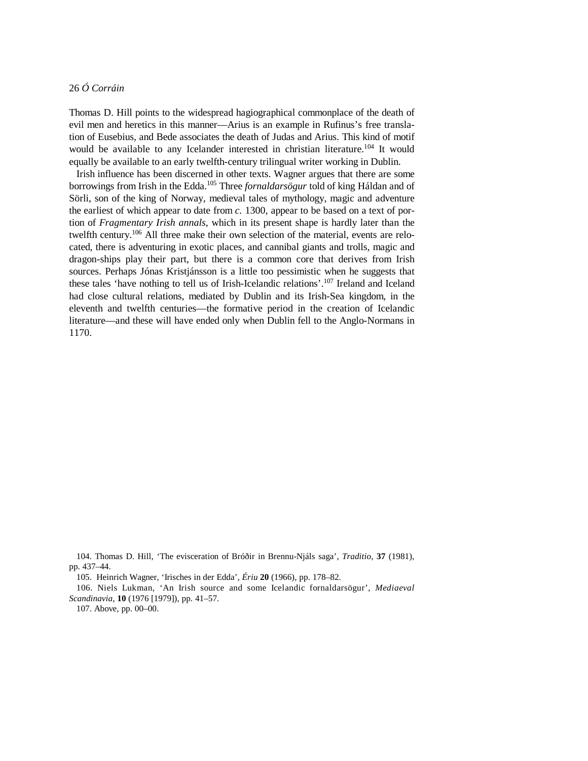Thomas D. Hill points to the widespread hagiographical commonplace of the death of evil men and heretics in this manner—Arius is an example in Rufinus's free translation of Eusebius, and Bede associates the death of Judas and Arius. This kind of motif would be available to any Icelander interested in christian literature.[104] It would equally be available to an early twelfth-century trilingual writer working in Dublin.

Irish influence has been discerned in other texts. Wagner argues that there are some borrowings from Irish in the Edda.[105] Three *fornaldarsögur* told of king Háldan and of Sörli, son of the king of Norway, medieval tales of mythology, magic and adventure the earliest of which appear to date from *c.* 1300, appear to be based on a text of portion of *Fragmentary Irish annals*, which in its present shape is hardly later than the twelfth century.[106] All three make their own selection of the material, events are relocated, there is adventuring in exotic places, and cannibal giants and trolls, magic and dragon-ships play their part, but there is a common core that derives from Irish sources. Perhaps Jónas Kristjánsson is a little too pessimistic when he suggests that these tales 'have nothing to tell us of Irish-Icelandic relations'.[107] Ireland and Iceland had close cultural relations, mediated by Dublin and its Irish-Sea kingdom, in the eleventh and twelfth centuries—the formative period in the creation of Icelandic literature—and these will have ended only when Dublin fell to the Anglo-Normans in 1170.

104. Thomas D. Hill, 'The evisceration of Bróðir in Brennu-Njáls saga', *Traditio*, **37** (1981), pp. 437–44.

105. Heinrich Wagner, 'Irisches in der Edda', *Ériu* **20** (1966), pp. 178–82.

106. Niels Lukman, 'An Irish source and some Icelandic fornaldarsögur', *Mediaeval Scandinavia*, **10** (1976 [1979]), pp. 41–57.

107. Above, pp. 00–00.